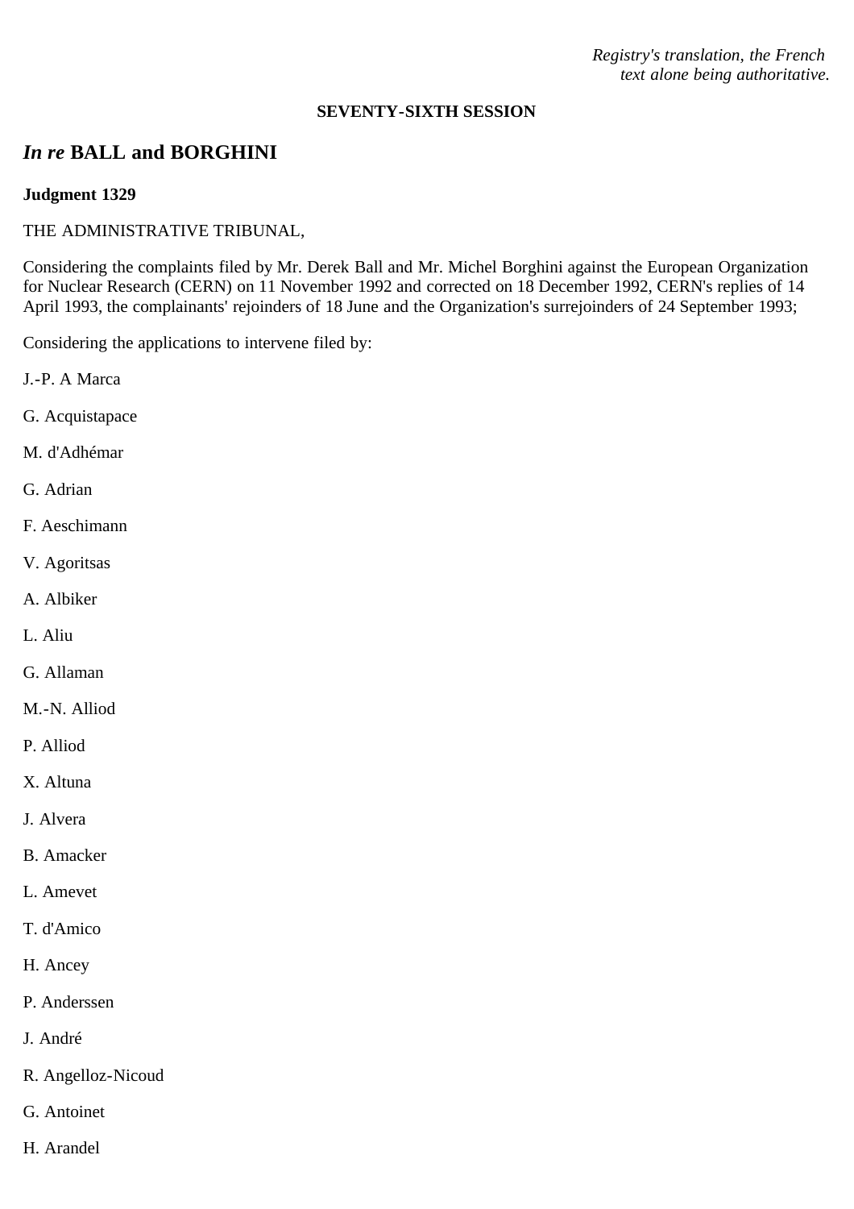*Registry's translation, the French text alone being authoritative.*

**SEVENTY-SIXTH SESSION**

## *In re* BALL and BORGHINI

**Judgment 1329**

THE ADMINISTRATIVE TRIBUNAL,

Considering the complaints filed by Mr. Derek Ball and Mr. Michel Borghini against the European Organization for Nuclear Research (CERN) on 11 November 1992 and corrected on 18 December 1992, CERN's replies of 14 April 1993, the complainants' rejoinders of 18 June and the Organization's surrejoinders of 24 September 1993;

Considering the applications to intervene filed by:

J.-P. A Marca

G. Acquistapace

M. d'Adhémar

G. Adrian

F. Aeschimann

V. Agoritsas

A. Albiker

L. Aliu

G. Allaman

M.-N. Alliod

P. Alliod

X. Altuna

J. Alvera

B. Amacker

L. Amevet

T. d'Amico

H. Ancey

P. Anderssen

J. André

R. Angelloz-Nicoud

G. Antoinet

H. Arandel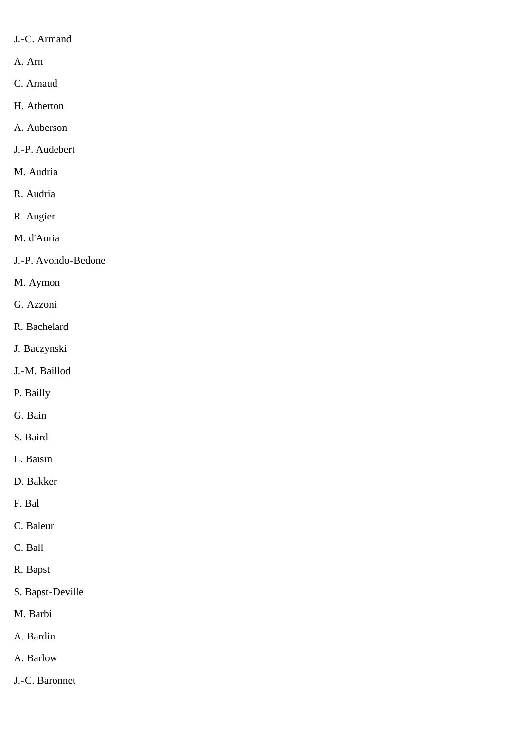J.-C. Armand

A. Arn

C. Arnaud

H. Atherton

A. Auberson

J.-P. Audebert

M. Audria

R. Audria

R. Augier

M. d'Auria

J.-P. Avondo-Bedone

M. Aymon

G. Azzoni

R. Bachelard

J. Baczynski

J.-M. Baillod

P. Bailly

G. Bain

S. Baird

L. Baisin

D. Bakker

F. Bal

C. Baleur

C. Ball

R. Bapst

S. Bapst-Deville

M. Barbi

A. Bardin

A. Barlow

J.-C. Baronnet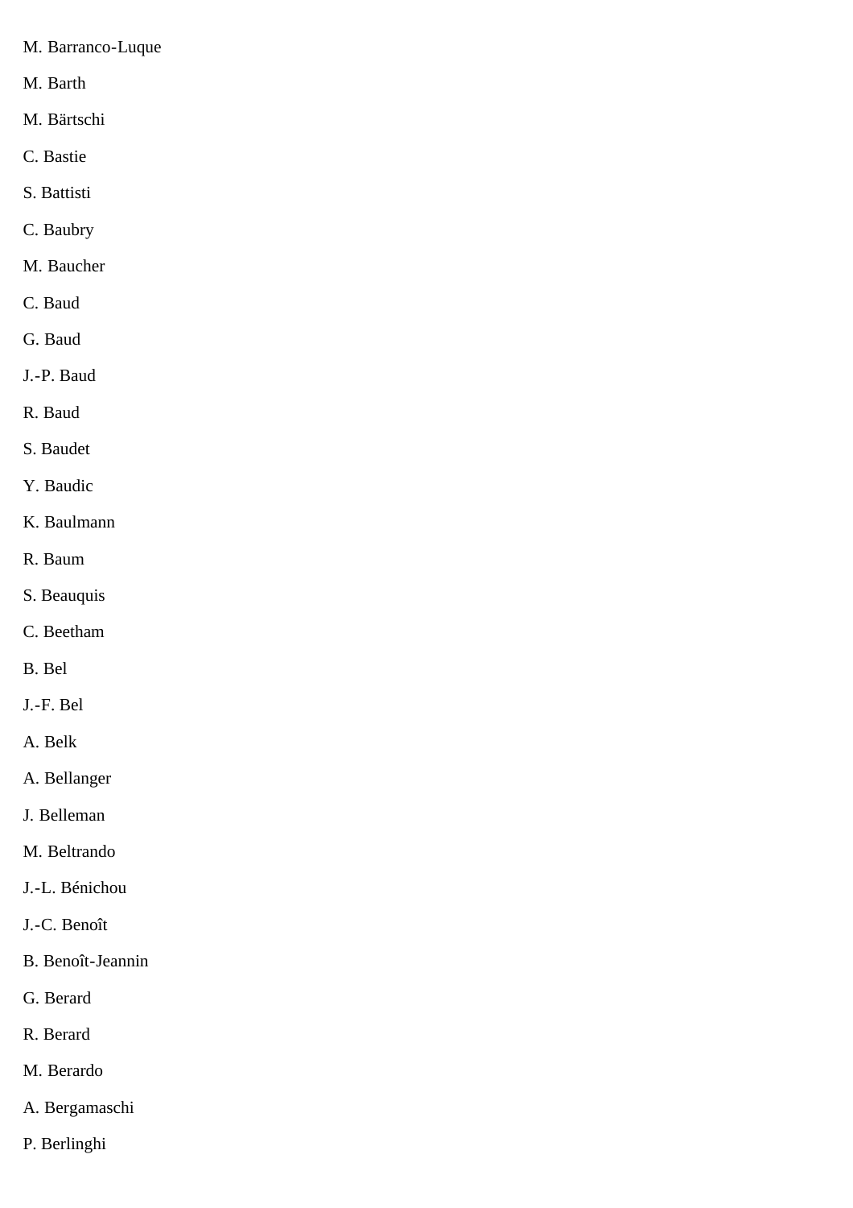M. Barranco-Luque

M. Barth

M. Bärtschi

C. Bastie

S. Battisti

C. Baubry

M. Baucher

C. Baud

G. Baud

J.-P. Baud

R. Baud

S. Baudet

Y. Baudic

K. Baulmann

R. Baum

S. Beauquis

C. Beetham

B. Bel

J.-F. Bel

A. Belk

A. Bellanger

J. Belleman

M. Beltrando

J.-L. Bénichou

J.-C. Benoît

B. Benoît-Jeannin

G. Berard

R. Berard

M. Berardo

A. Bergamaschi

P. Berlinghi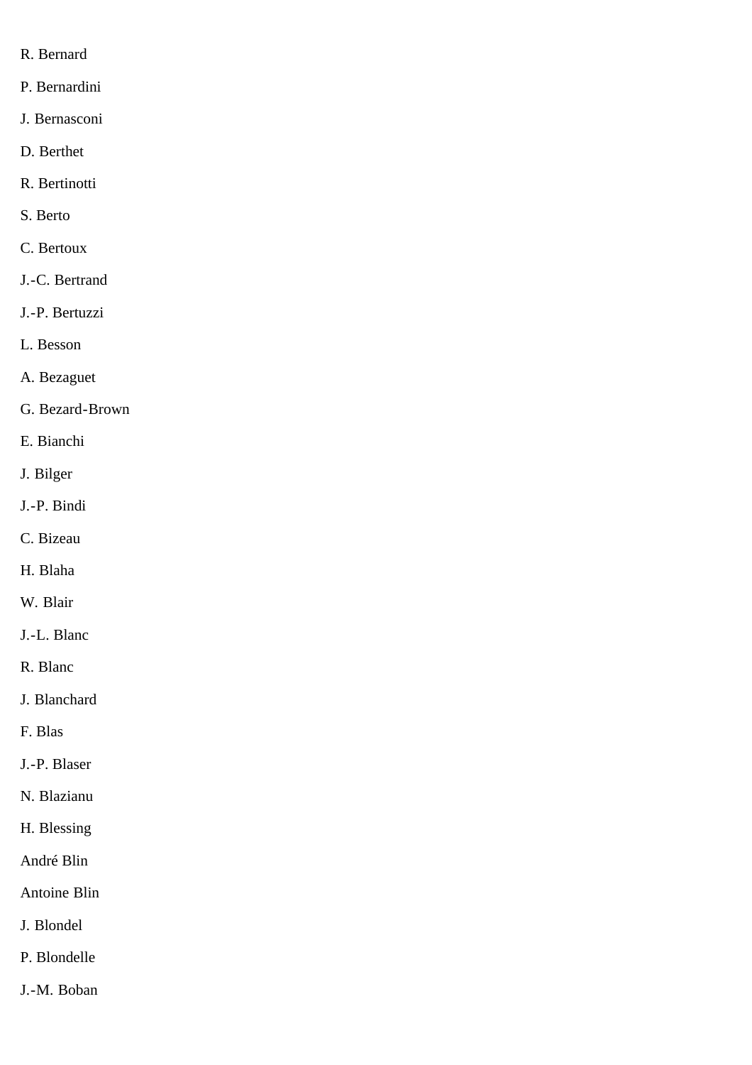R. Bernard

P. Bernardini

J. Bernasconi

D. Berthet

R. Bertinotti

S. Berto

C. Bertoux

J.-C. Bertrand

J.-P. Bertuzzi

L. Besson

A. Bezaguet

G. Bezard-Brown

E. Bianchi

J. Bilger

J.-P. Bindi

C. Bizeau

H. Blaha

W. Blair

J.-L. Blanc

R. Blanc

J. Blanchard

F. Blas

J.-P. Blaser

N. Blazianu

H. Blessing

André Blin

Antoine Blin

J. Blondel

P. Blondelle

J.-M. Boban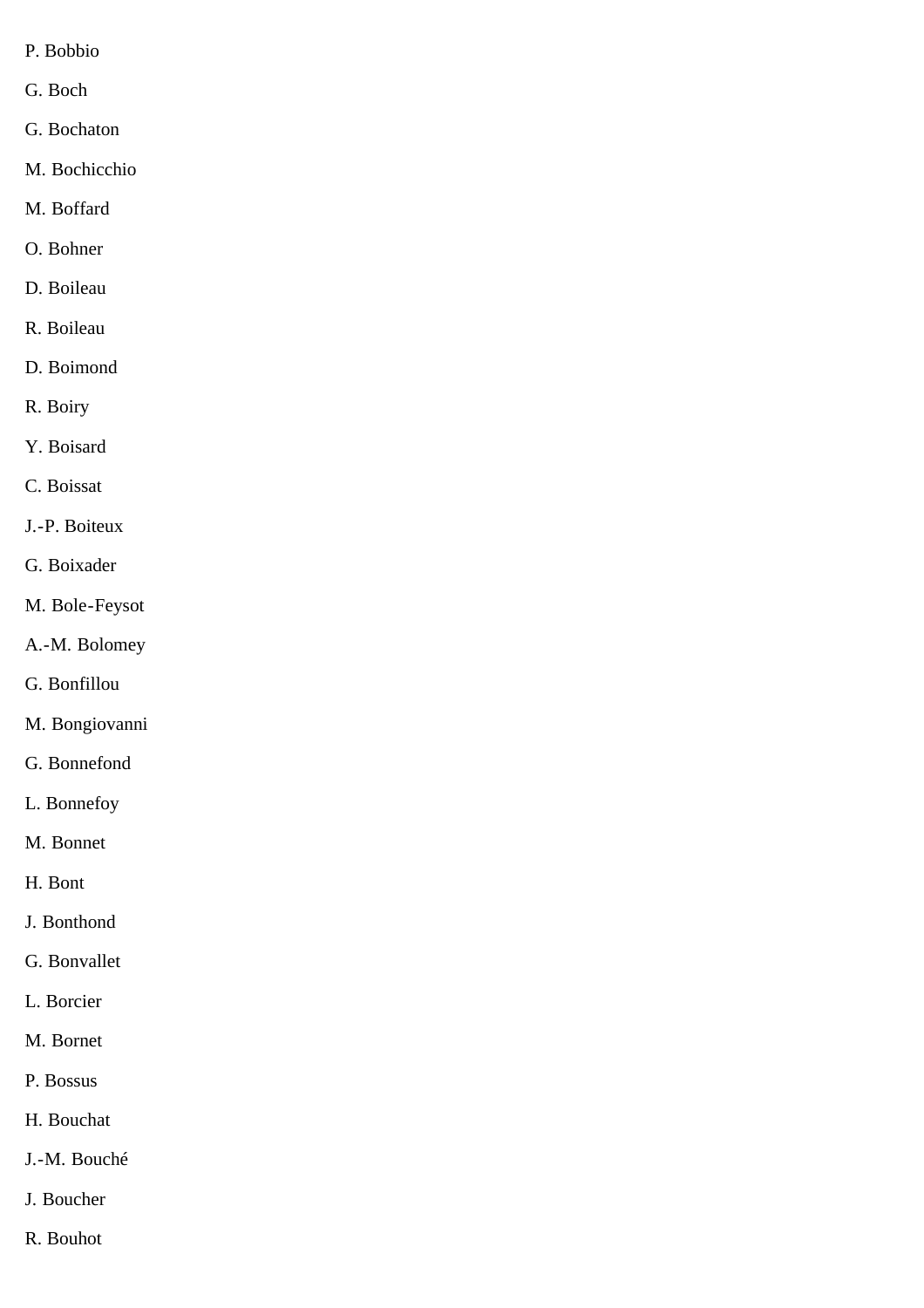P. Bobbio

G. Boch

G. Bochaton

M. Bochicchio

M. Boffard

O. Bohner

D. Boileau

R. Boileau

D. Boimond

R. Boiry

Y. Boisard

C. Boissat

J.-P. Boiteux

G. Boixader

M. Bole-Feysot

A.-M. Bolomey

G. Bonfillou

M. Bongiovanni

G. Bonnefond

L. Bonnefoy

M. Bonnet

H. Bont

J. Bonthond

G. Bonvallet

L. Borcier

M. Bornet

P. Bossus

H. Bouchat

J.-M. Bouché

J. Boucher

R. Bouhot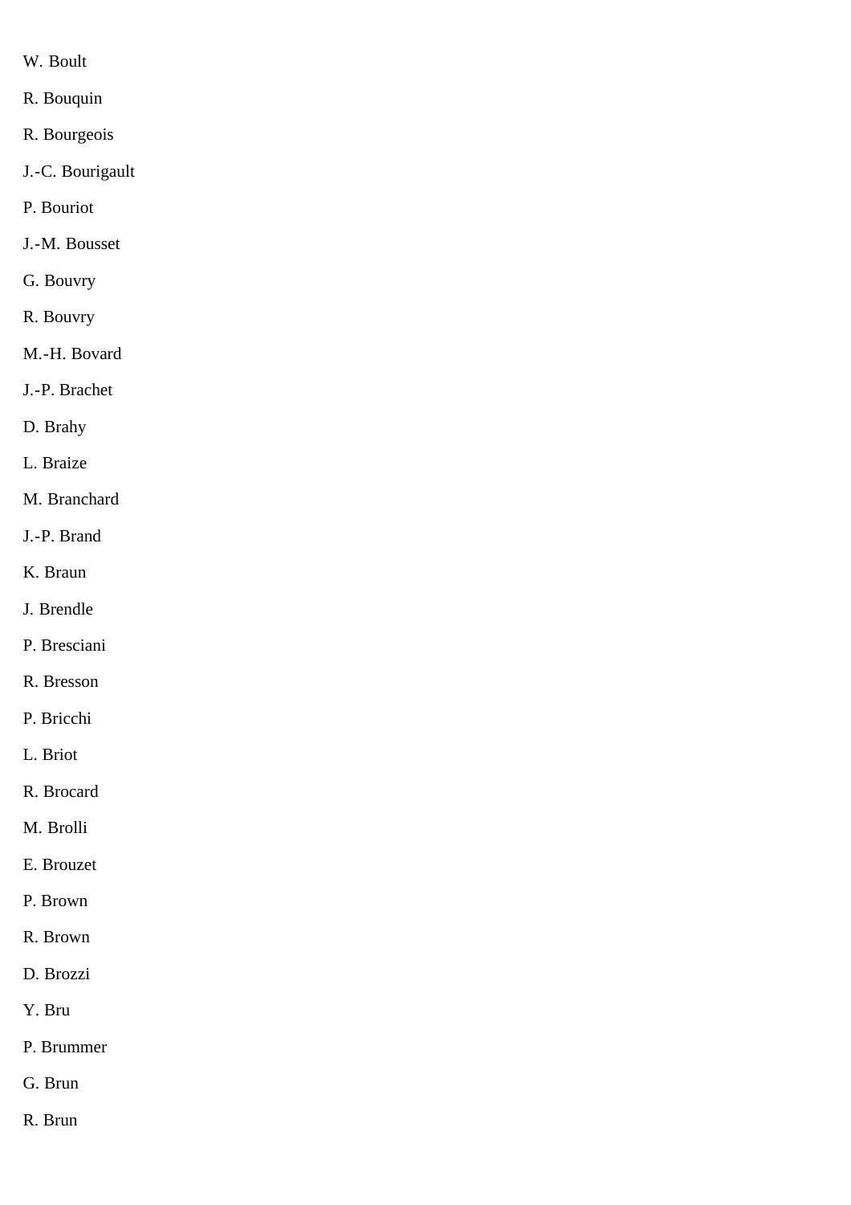W. Boult

R. Bouquin

R. Bourgeois

J.-C. Bourigault

P. Bouriot

J.-M. Bousset

G. Bouvry

R. Bouvry

M.-H. Bovard

J.-P. Brachet

D. Brahy

L. Braize

M. Branchard

J.-P. Brand

K. Braun

J. Brendle

P. Bresciani

R. Bresson

P. Bricchi

L. Briot

R. Brocard

M. Brolli

E. Brouzet

P. Brown

R. Brown

D. Brozzi

Y. Bru

P. Brummer

G. Brun

R. Brun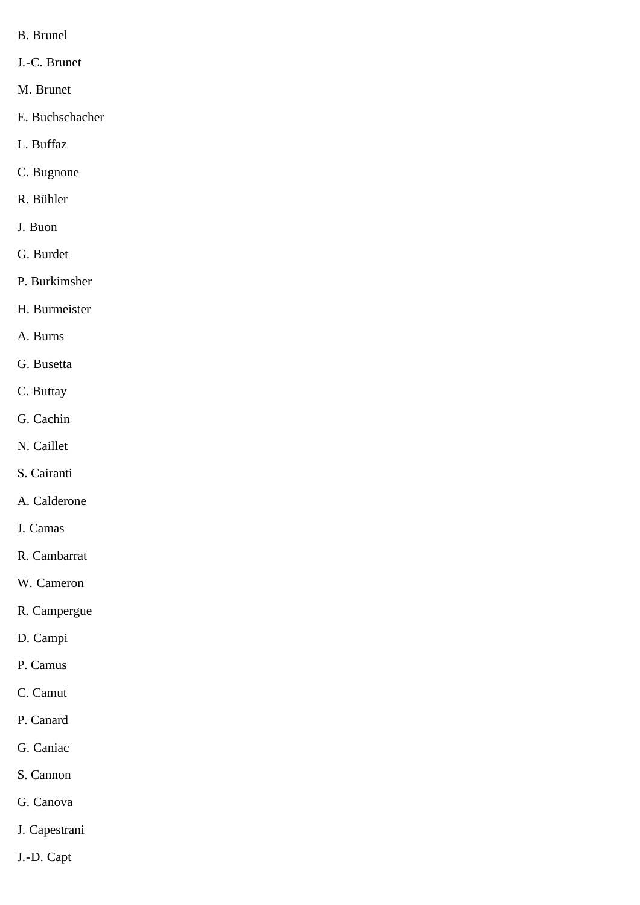B. Brunel

J.-C. Brunet

M. Brunet

E. Buchschacher

L. Buffaz

C. Bugnone

R. Bühler

J. Buon

G. Burdet

P. Burkimsher

H. Burmeister

A. Burns

G. Busetta

C. Buttay

G. Cachin

N. Caillet

S. Cairanti

A. Calderone

J. Camas

R. Cambarrat

W. Cameron

R. Campergue

D. Campi

P. Camus

C. Camut

P. Canard

G. Caniac

S. Cannon

G. Canova

J. Capestrani

J.-D. Capt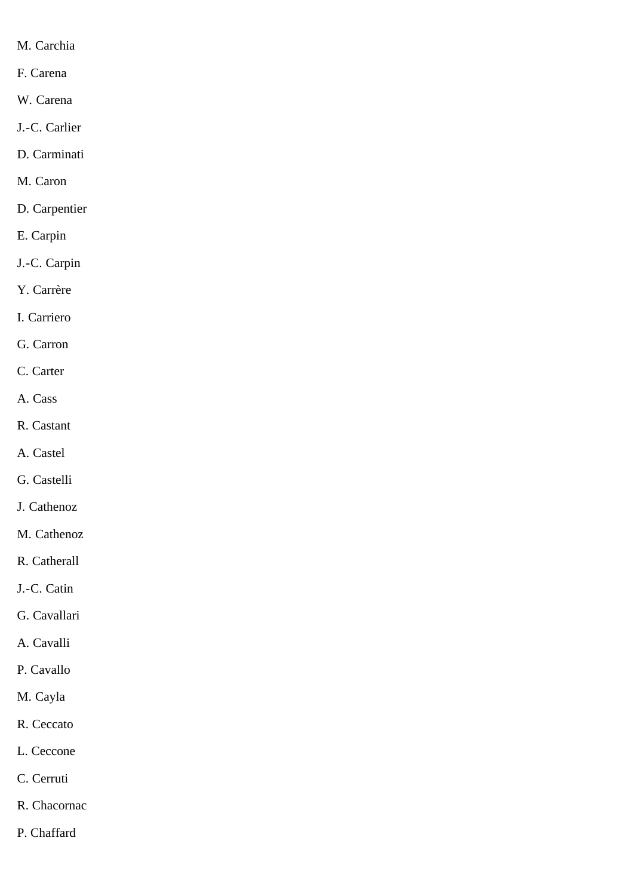M. Carchia

F. Carena

W. Carena

J.-C. Carlier

D. Carminati

M. Caron

D. Carpentier

E. Carpin

J.-C. Carpin

Y. Carrère

I. Carriero

G. Carron

C. Carter

A. Cass

R. Castant

A. Castel

G. Castelli

J. Cathenoz

M. Cathenoz

R. Catherall

J.-C. Catin

G. Cavallari

A. Cavalli

P. Cavallo

M. Cayla

R. Ceccato

L. Ceccone

C. Cerruti

R. Chacornac

P. Chaffard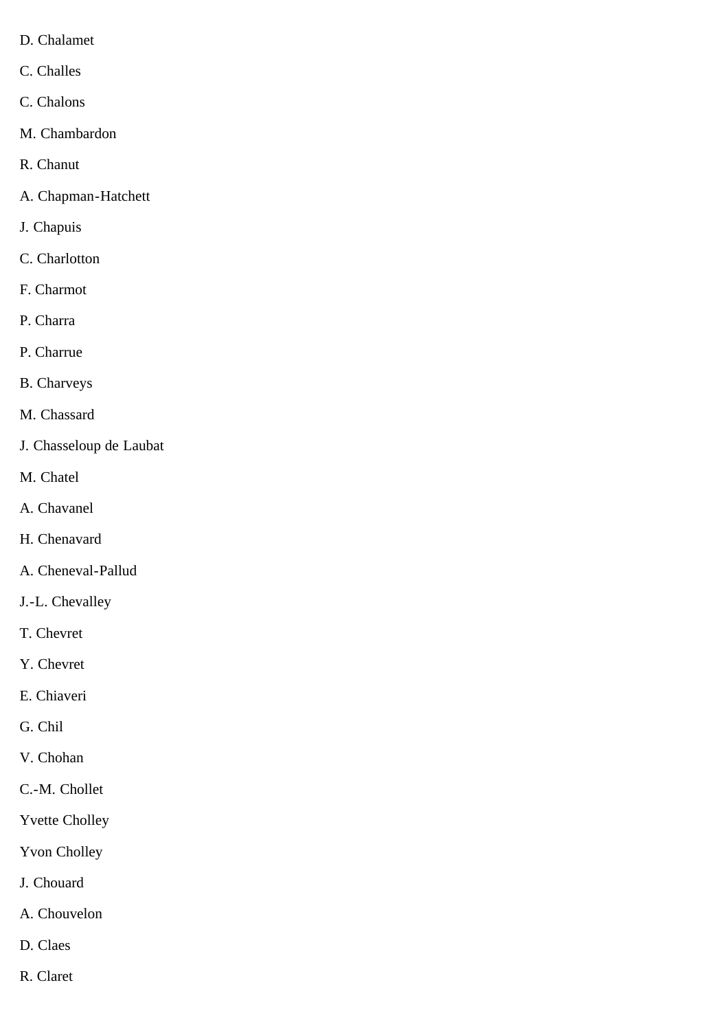D. Chalamet

C. Challes

C. Chalons

M. Chambardon

R. Chanut

A. Chapman-Hatchett

J. Chapuis

C. Charlotton

F. Charmot

P. Charra

P. Charrue

B. Charveys

M. Chassard

J. Chasseloup de Laubat

M. Chatel

A. Chavanel

H. Chenavard

A. Cheneval-Pallud

J.-L. Chevalley

T. Chevret

Y. Chevret

E. Chiaveri

G. Chil

V. Chohan

C.-M. Chollet

Yvette Cholley

Yvon Cholley

J. Chouard

A. Chouvelon

D. Claes

R. Claret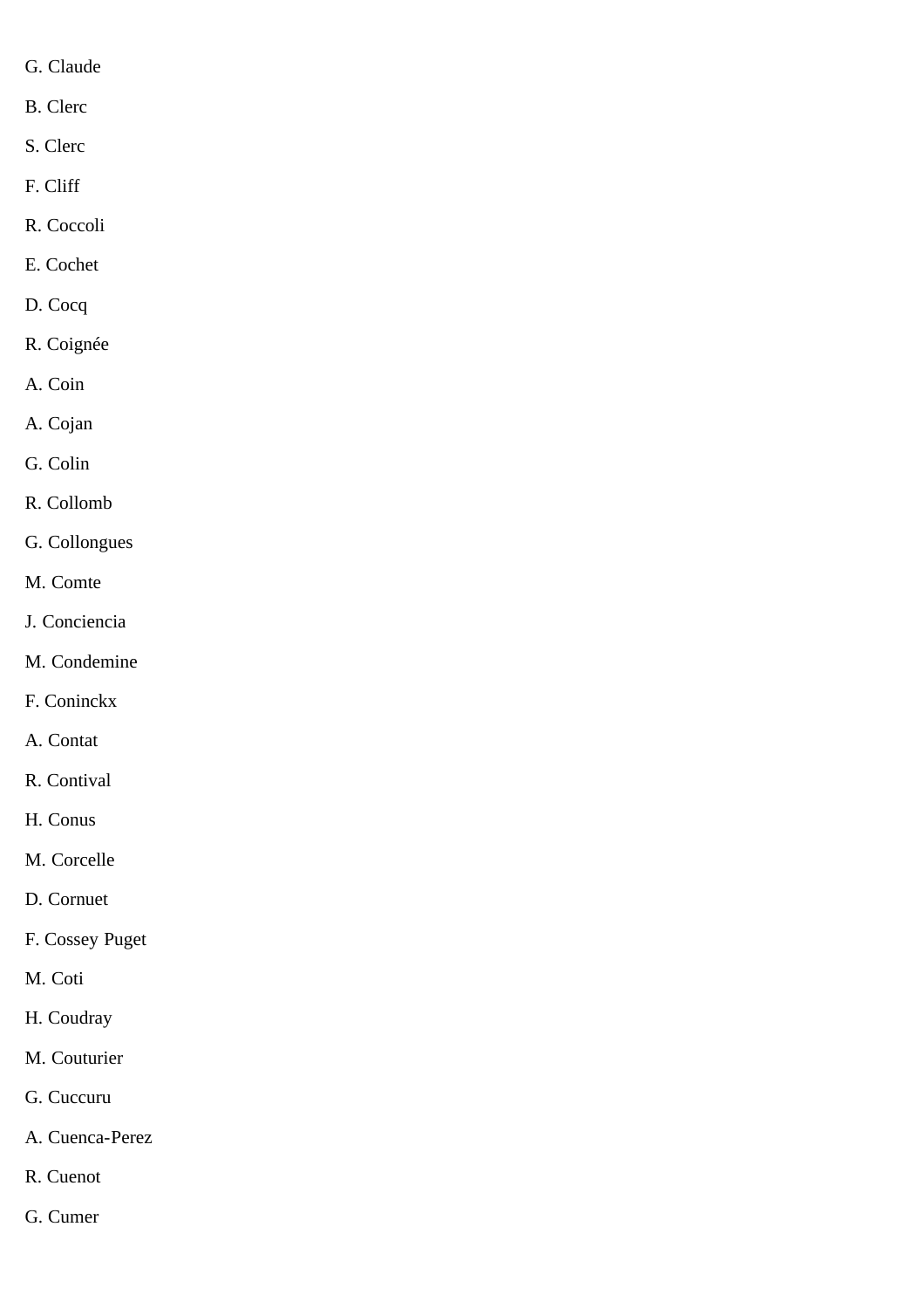G. Claude

B. Clerc

S. Clerc

F. Cliff

R. Coccoli

E. Cochet

D. Cocq

R. Coignée

A. Coin

A. Cojan

G. Colin

R. Collomb

G. Collongues

M. Comte

J. Conciencia

M. Condemine

F. Coninckx

A. Contat

R. Contival

H. Conus

M. Corcelle

D. Cornuet

F. Cossey Puget

M. Coti

H. Coudray

M. Couturier

G. Cuccuru

A. Cuenca-Perez

R. Cuenot

G. Cumer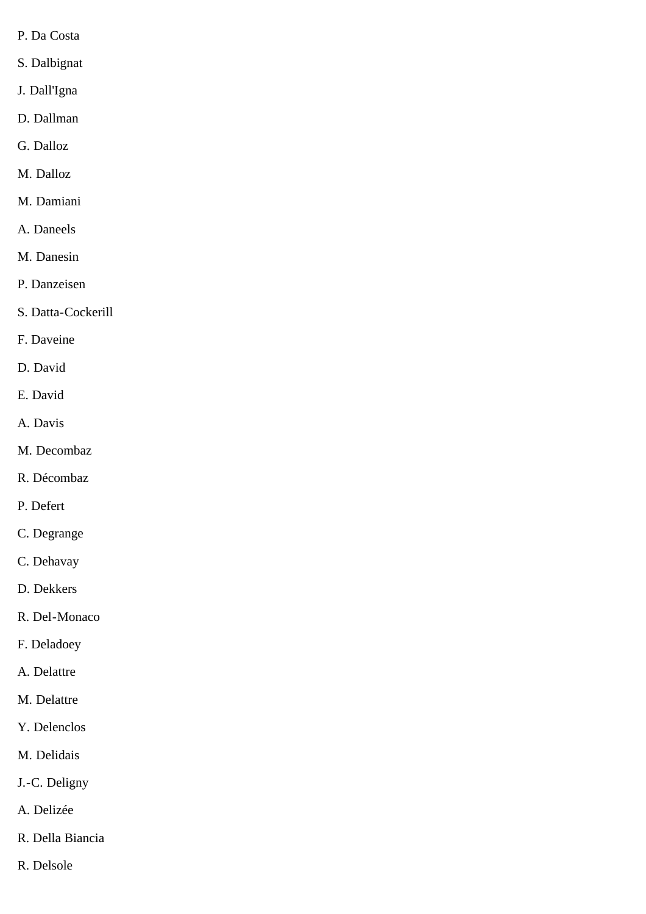P. Da Costa

S. Dalbignat

J. Dall'Igna

D. Dallman

G. Dalloz

M. Dalloz

M. Damiani

A. Daneels

M. Danesin

P. Danzeisen

S. Datta-Cockerill

F. Daveine

D. David

E. David

A. Davis

M. Decombaz

R. Décombaz

P. Defert

C. Degrange

C. Dehavay

D. Dekkers

R. Del-Monaco

F. Deladoey

A. Delattre

M. Delattre

Y. Delenclos

M. Delidais

J.-C. Deligny

A. Delizée

R. Della Biancia

R. Delsole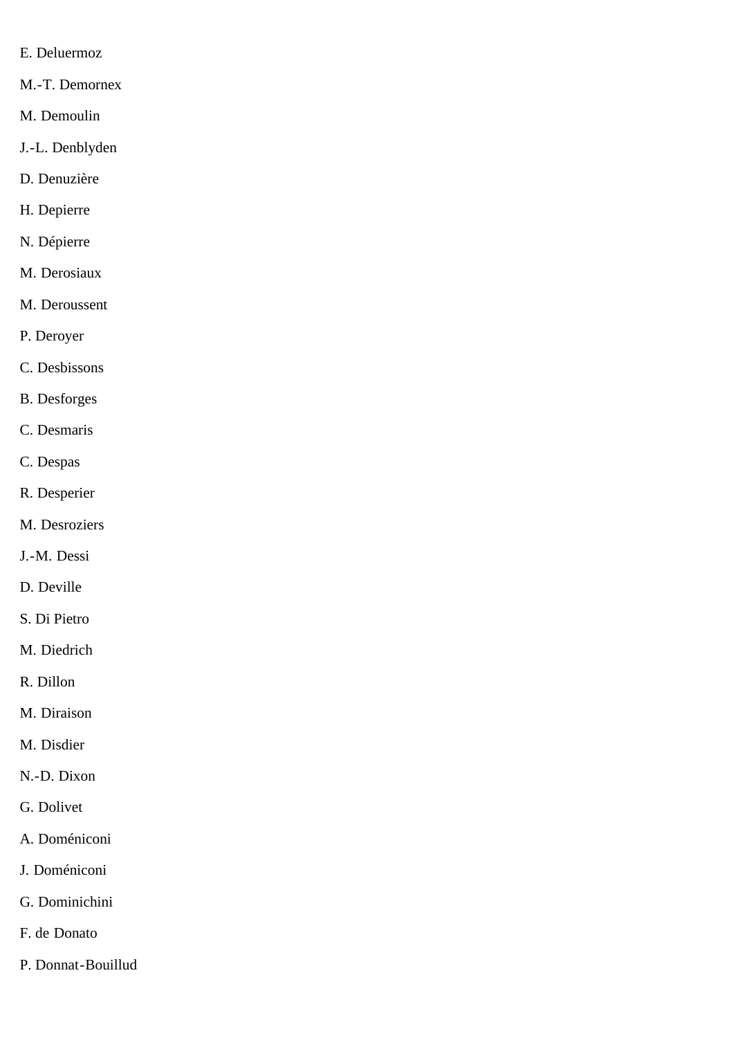E. Deluermoz

M.-T. Demornex

M. Demoulin

J.-L. Denblyden

D. Denuzière

H. Depierre

N. Dépierre

M. Derosiaux

M. Deroussent

P. Deroyer

C. Desbissons

B. Desforges

C. Desmaris

C. Despas

R. Desperier

M. Desroziers

J.-M. Dessi

D. Deville

S. Di Pietro

M. Diedrich

R. Dillon

M. Diraison

M. Disdier

N.-D. Dixon

G. Dolivet

A. Doméniconi

J. Doméniconi

G. Dominichini

F. de Donato

P. Donnat-Bouillud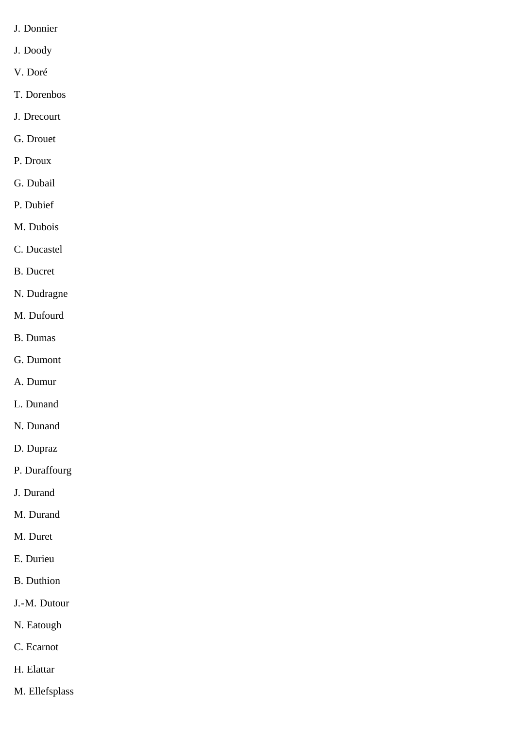J. Donnier

J. Doody

V. Doré

T. Dorenbos

J. Drecourt

G. Drouet

P. Droux

G. Dubail

P. Dubief

M. Dubois

C. Ducastel

B. Ducret

N. Dudragne

M. Dufourd

B. Dumas

G. Dumont

A. Dumur

L. Dunand

N. Dunand

D. Dupraz

P. Duraffourg

J. Durand

M. Durand

M. Duret

E. Durieu

B. Duthion

J.-M. Dutour

N. Eatough

C. Ecarnot

H. Elattar

M. Ellefsplass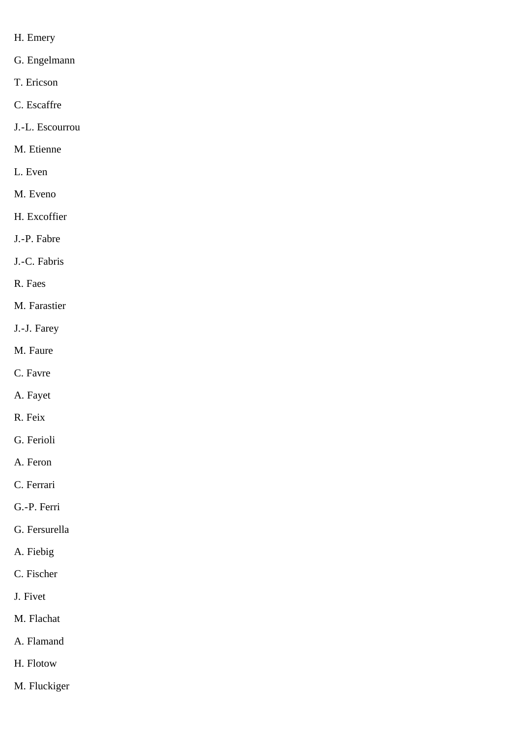H. Emery

G. Engelmann

T. Ericson

C. Escaffre

J.-L. Escourrou

M. Etienne

L. Even

M. Eveno

H. Excoffier

J.-P. Fabre

J.-C. Fabris

R. Faes

M. Farastier

J.-J. Farey

M. Faure

C. Favre

A. Fayet

R. Feix

G. Ferioli

A. Feron

C. Ferrari

G.-P. Ferri

G. Fersurella

A. Fiebig

C. Fischer

J. Fivet

M. Flachat

A. Flamand

H. Flotow

M. Fluckiger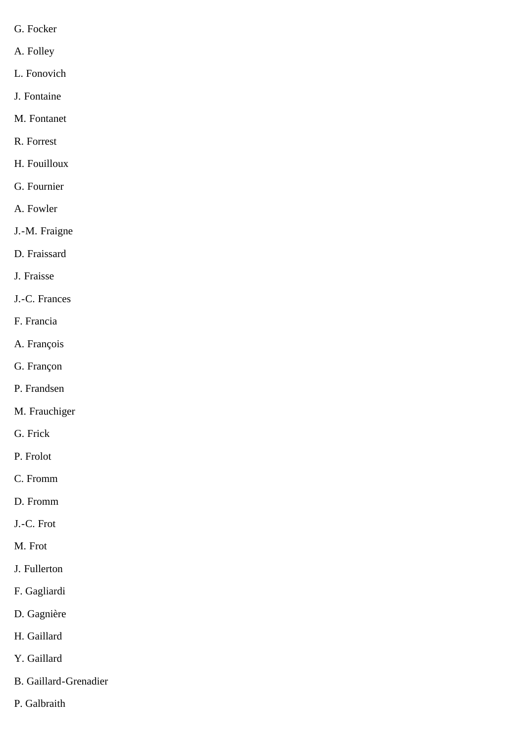G. Focker

A. Folley

L. Fonovich

J. Fontaine

M. Fontanet

R. Forrest

H. Fouilloux

G. Fournier

A. Fowler

J.-M. Fraigne

D. Fraissard

J. Fraisse

J.-C. Frances

F. Francia

A. François

G. Françon

P. Frandsen

M. Frauchiger

G. Frick

P. Frolot

C. Fromm

D. Fromm

J.-C. Frot

M. Frot

J. Fullerton

F. Gagliardi

D. Gagnière

H. Gaillard

Y. Gaillard

B. Gaillard-Grenadier

P. Galbraith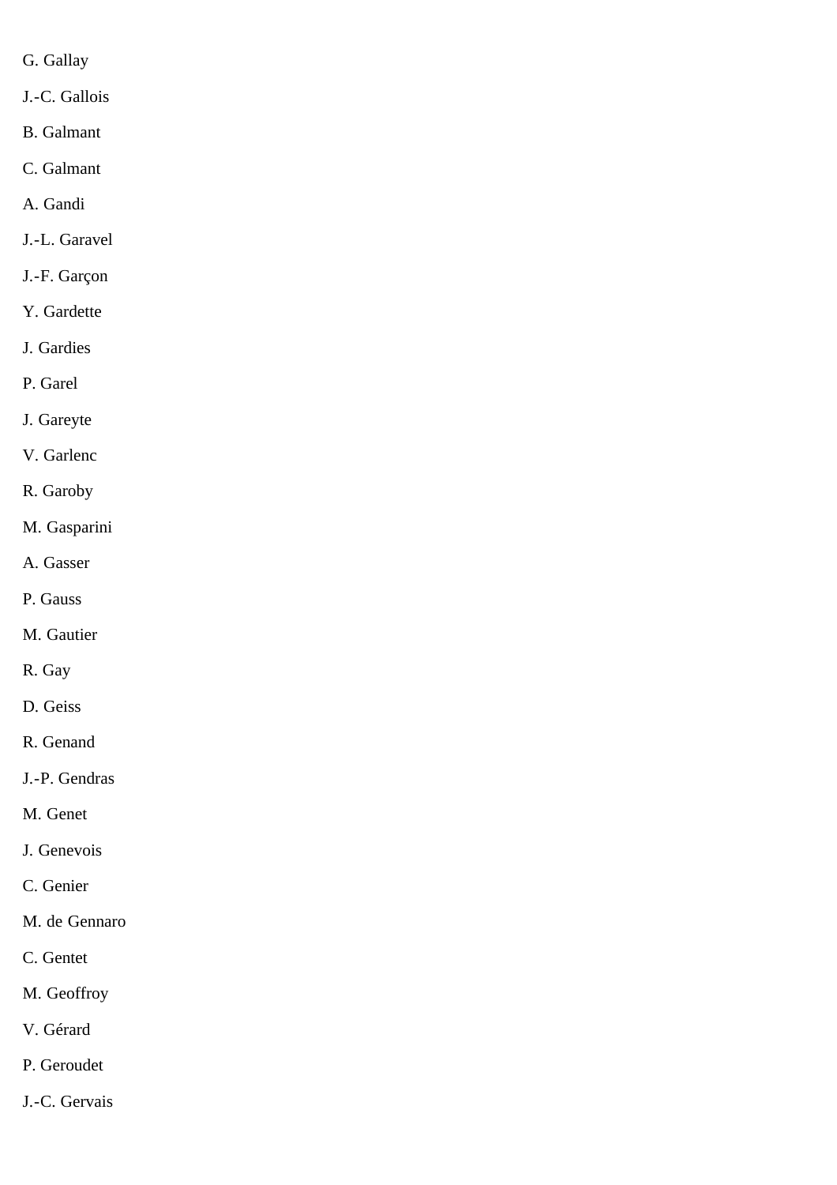G. Gallay

J.-C. Gallois

B. Galmant

C. Galmant

A. Gandi

J.-L. Garavel

J.-F. Garçon

Y. Gardette

J. Gardies

P. Garel

J. Gareyte

V. Garlenc

R. Garoby

M. Gasparini

A. Gasser

P. Gauss

M. Gautier

R. Gay

D. Geiss

R. Genand

J.-P. Gendras

M. Genet

J. Genevois

C. Genier

M. de Gennaro

C. Gentet

M. Geoffroy

V. Gérard

P. Geroudet

J.-C. Gervais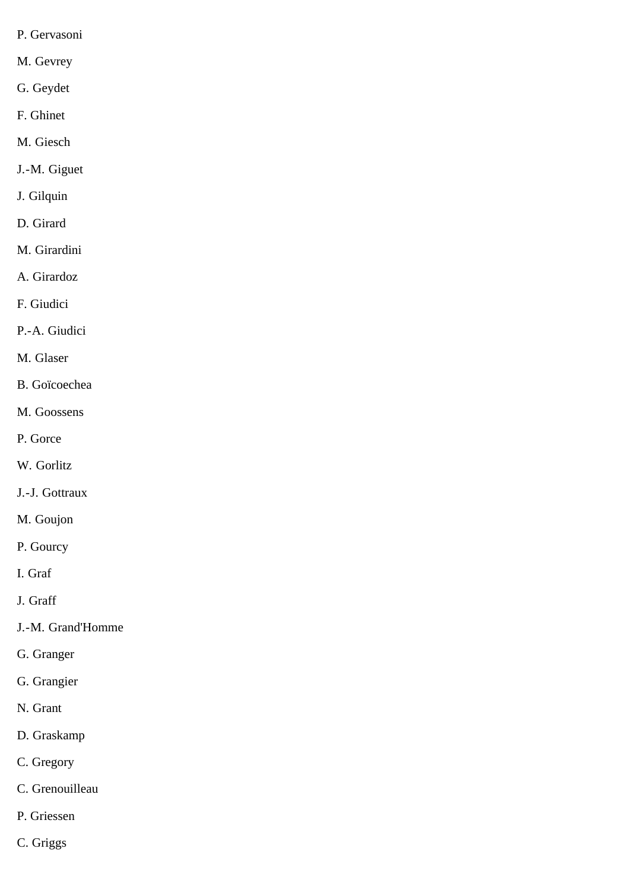P. Gervasoni

M. Gevrey

G. Geydet

F. Ghinet

M. Giesch

J.-M. Giguet

J. Gilquin

D. Girard

M. Girardini

A. Girardoz

F. Giudici

P.-A. Giudici

M. Glaser

B. Goïcoechea

M. Goossens

P. Gorce

W. Gorlitz

J.-J. Gottraux

M. Goujon

P. Gourcy

I. Graf

J. Graff

J.-M. Grand'Homme

G. Granger

G. Grangier

N. Grant

D. Graskamp

C. Gregory

C. Grenouilleau

P. Griessen

C. Griggs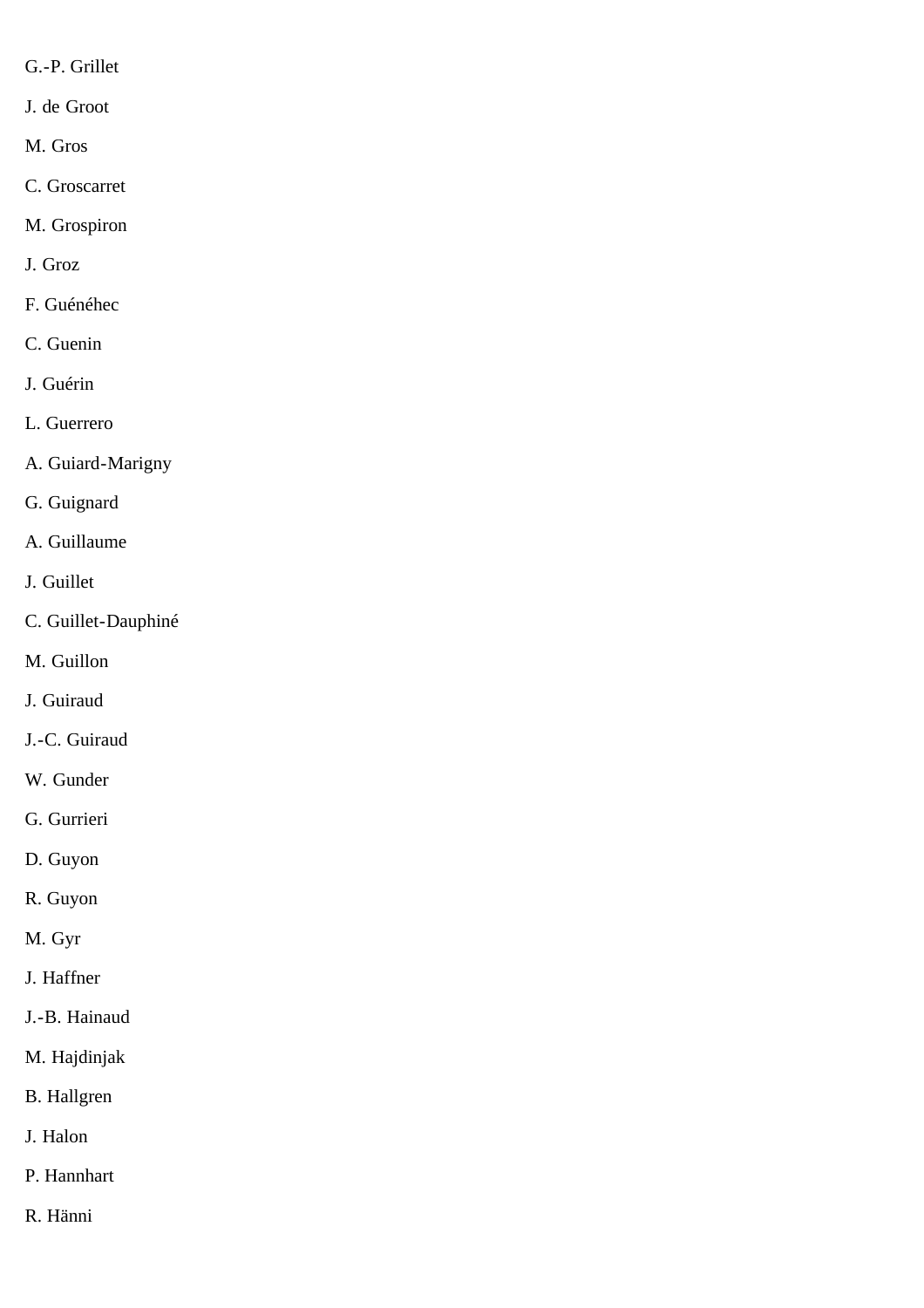G.-P. Grillet

J. de Groot

M. Gros

C. Groscarret

M. Grospiron

J. Groz

F. Guénéhec

C. Guenin

J. Guérin

L. Guerrero

A. Guiard-Marigny

G. Guignard

A. Guillaume

J. Guillet

C. Guillet-Dauphiné

M. Guillon

J. Guiraud

J.-C. Guiraud

W. Gunder

G. Gurrieri

D. Guyon

R. Guyon

M. Gyr

J. Haffner

J.-B. Hainaud

M. Hajdinjak

B. Hallgren

J. Halon

P. Hannhart

R. Hänni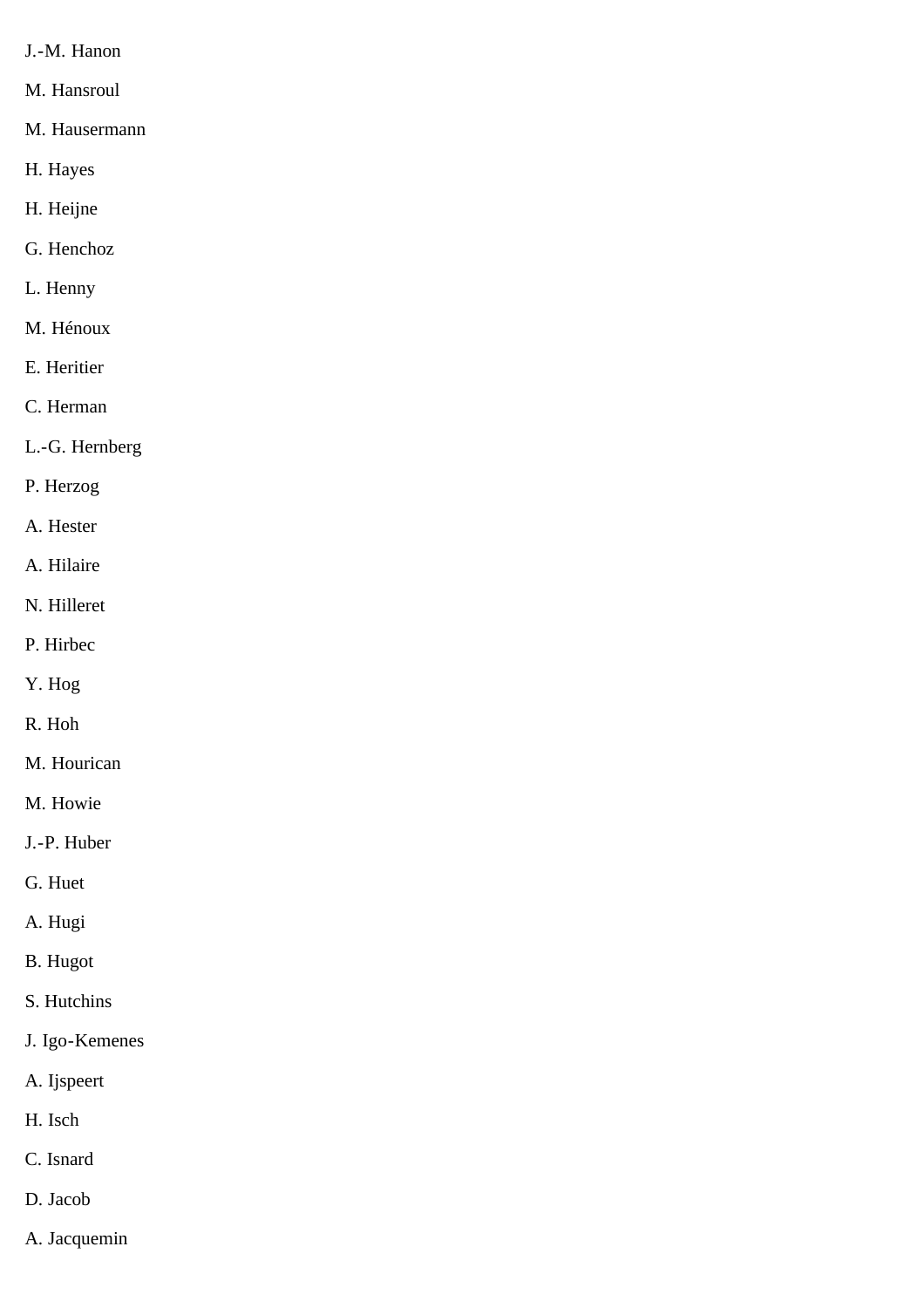J.-M. Hanon

M. Hansroul

M. Hausermann

H. Hayes

H. Heijne

G. Henchoz

L. Henny

M. Hénoux

E. Heritier

C. Herman

L.-G. Hernberg

P. Herzog

A. Hester

A. Hilaire

N. Hilleret

P. Hirbec

Y. Hog

R. Hoh

M. Hourican

M. Howie

J.-P. Huber

G. Huet

A. Hugi

B. Hugot

S. Hutchins

J. Igo-Kemenes

A. Ijspeert

H. Isch

C. Isnard

D. Jacob

A. Jacquemin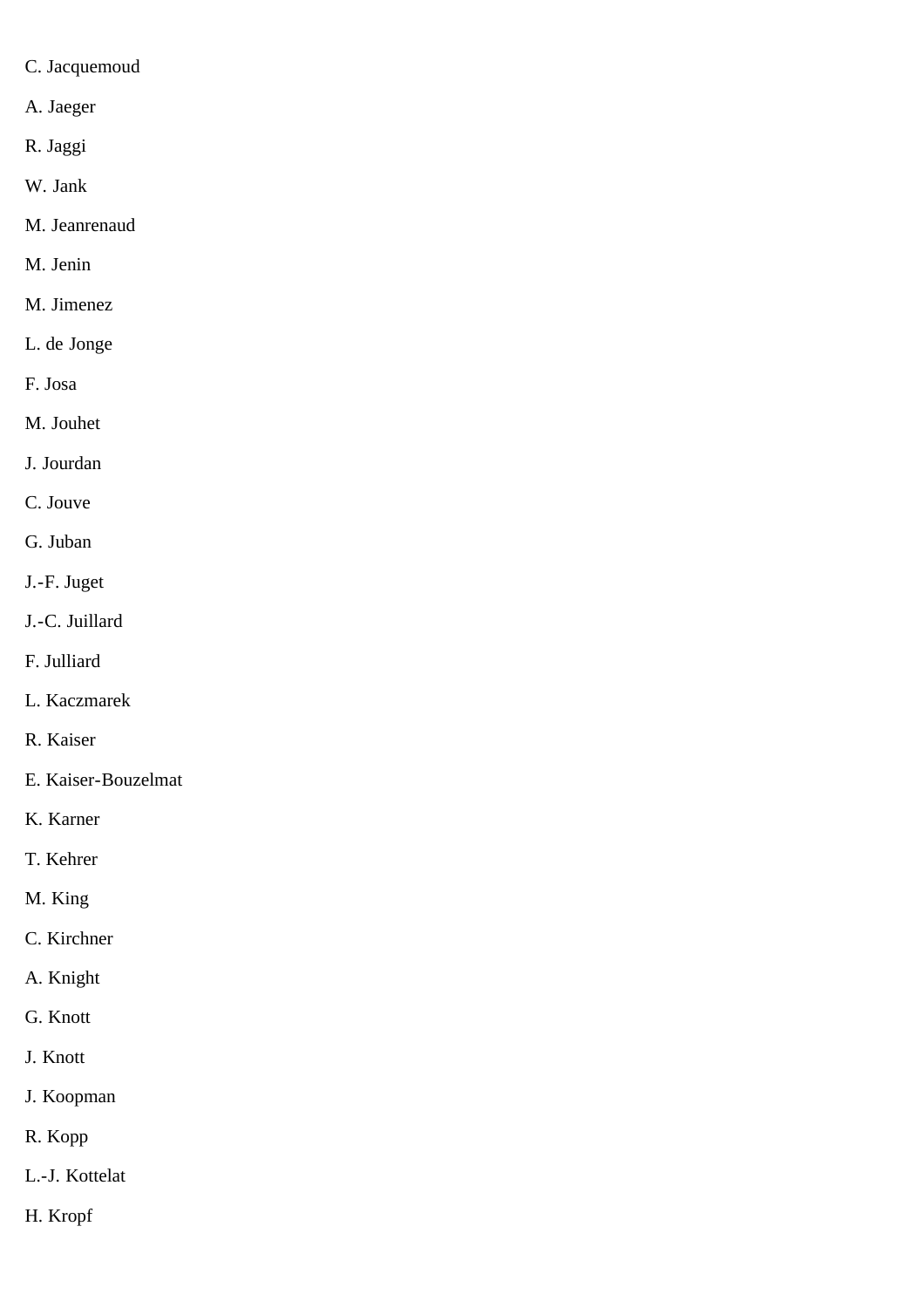C. Jacquemoud

A. Jaeger

R. Jaggi

W. Jank

M. Jeanrenaud

M. Jenin

M. Jimenez

L. de Jonge

F. Josa

M. Jouhet

J. Jourdan

C. Jouve

G. Juban

J.-F. Juget

J.-C. Juillard

F. Julliard

L. Kaczmarek

R. Kaiser

E. Kaiser-Bouzelmat

K. Karner

T. Kehrer

M. King

C. Kirchner

A. Knight

G. Knott

J. Knott

J. Koopman

R. Kopp

L.-J. Kottelat

H. Kropf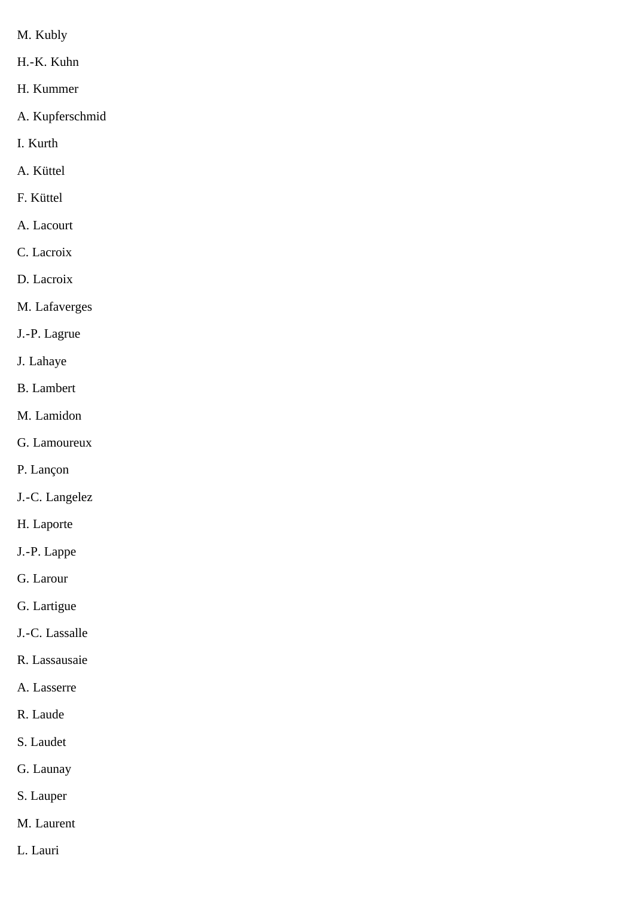M. Kubly

H.-K. Kuhn

H. Kummer

A. Kupferschmid

I. Kurth

A. Küttel

F. Küttel

A. Lacourt

C. Lacroix

D. Lacroix

M. Lafaverges

J.-P. Lagrue

J. Lahaye

B. Lambert

M. Lamidon

G. Lamoureux

P. Lançon

J.-C. Langelez

H. Laporte

J.-P. Lappe

G. Larour

G. Lartigue

J.-C. Lassalle

R. Lassausaie

A. Lasserre

R. Laude

S. Laudet

G. Launay

S. Lauper

M. Laurent

L. Lauri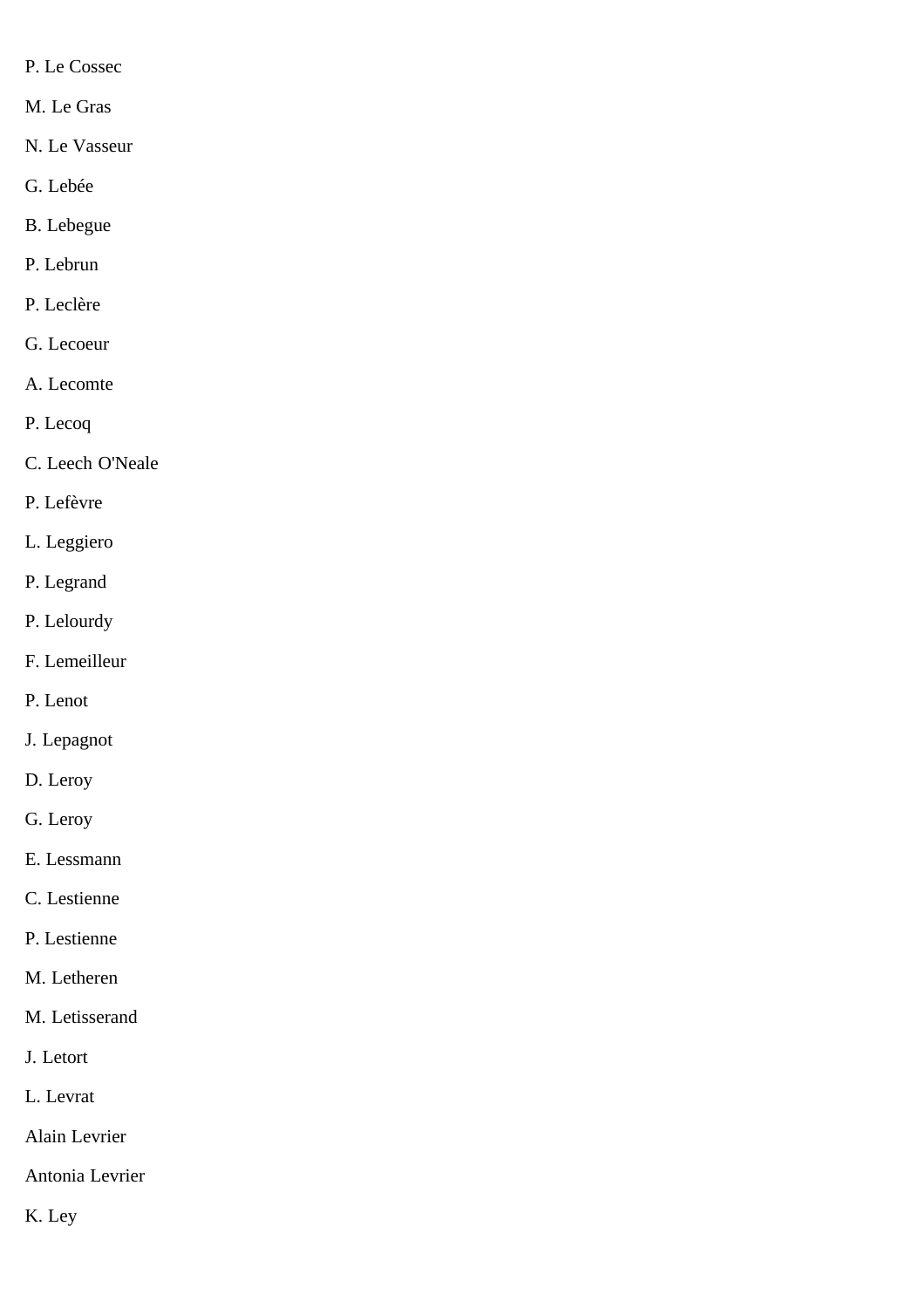P. Le Cossec

M. Le Gras

N. Le Vasseur

G. Lebée

B. Lebegue

P. Lebrun

P. Leclère

G. Lecoeur

A. Lecomte

P. Lecoq

C. Leech O'Neale

P. Lefèvre

L. Leggiero

P. Legrand

P. Lelourdy

F. Lemeilleur

P. Lenot

J. Lepagnot

D. Leroy

G. Leroy

E. Lessmann

C. Lestienne

P. Lestienne

M. Letheren

M. Letisserand

J. Letort

L. Levrat

Alain Levrier

Antonia Levrier

K. Ley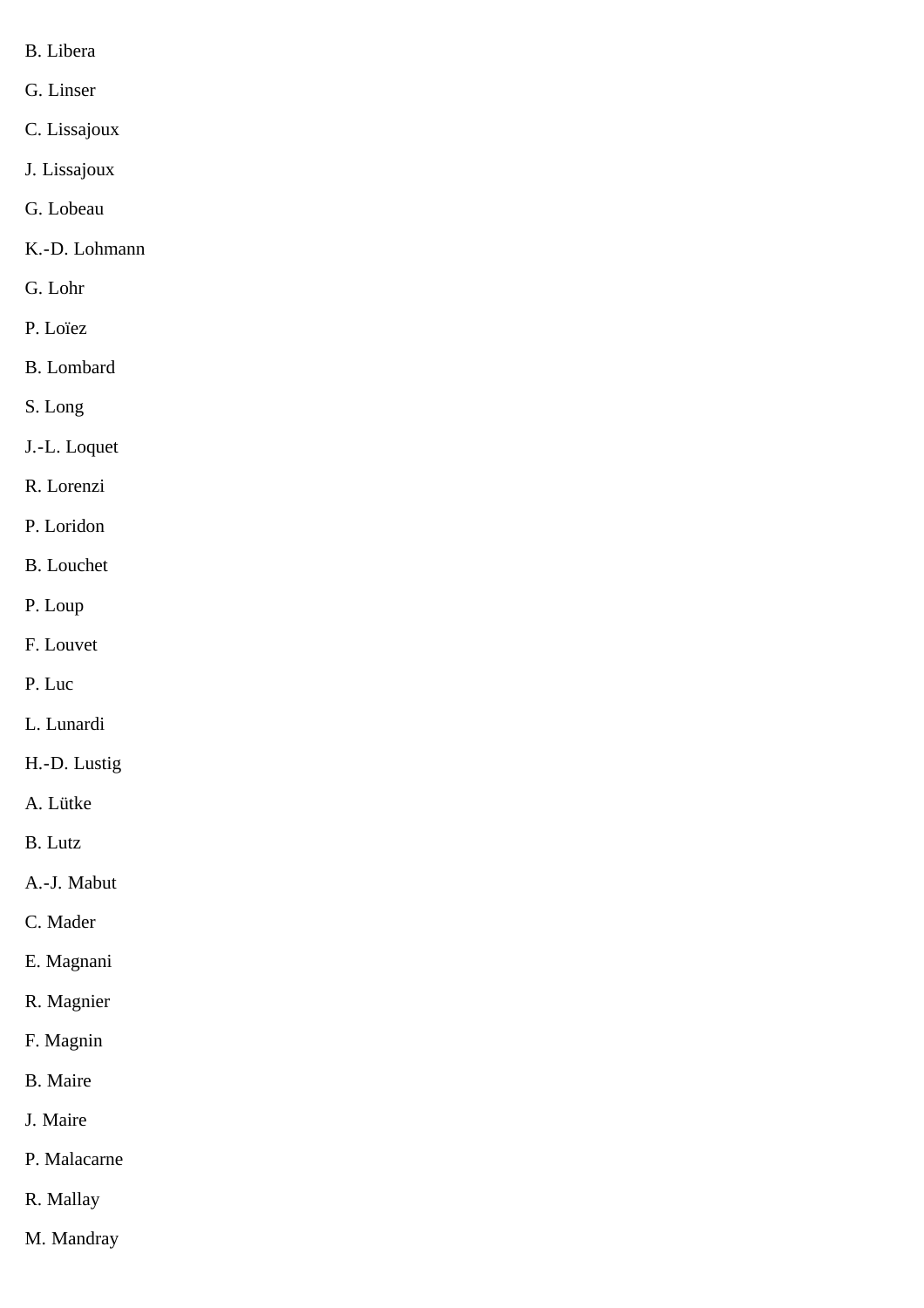B. Libera

G. Linser

C. Lissajoux

J. Lissajoux

G. Lobeau

K.-D. Lohmann

G. Lohr

P. Loïez

B. Lombard

S. Long

J.-L. Loquet

R. Lorenzi

P. Loridon

B. Louchet

P. Loup

F. Louvet

P. Luc

L. Lunardi

H.-D. Lustig

A. Lütke

B. Lutz

A.-J. Mabut

C. Mader

E. Magnani

R. Magnier

F. Magnin

B. Maire

J. Maire

P. Malacarne

R. Mallay

M. Mandray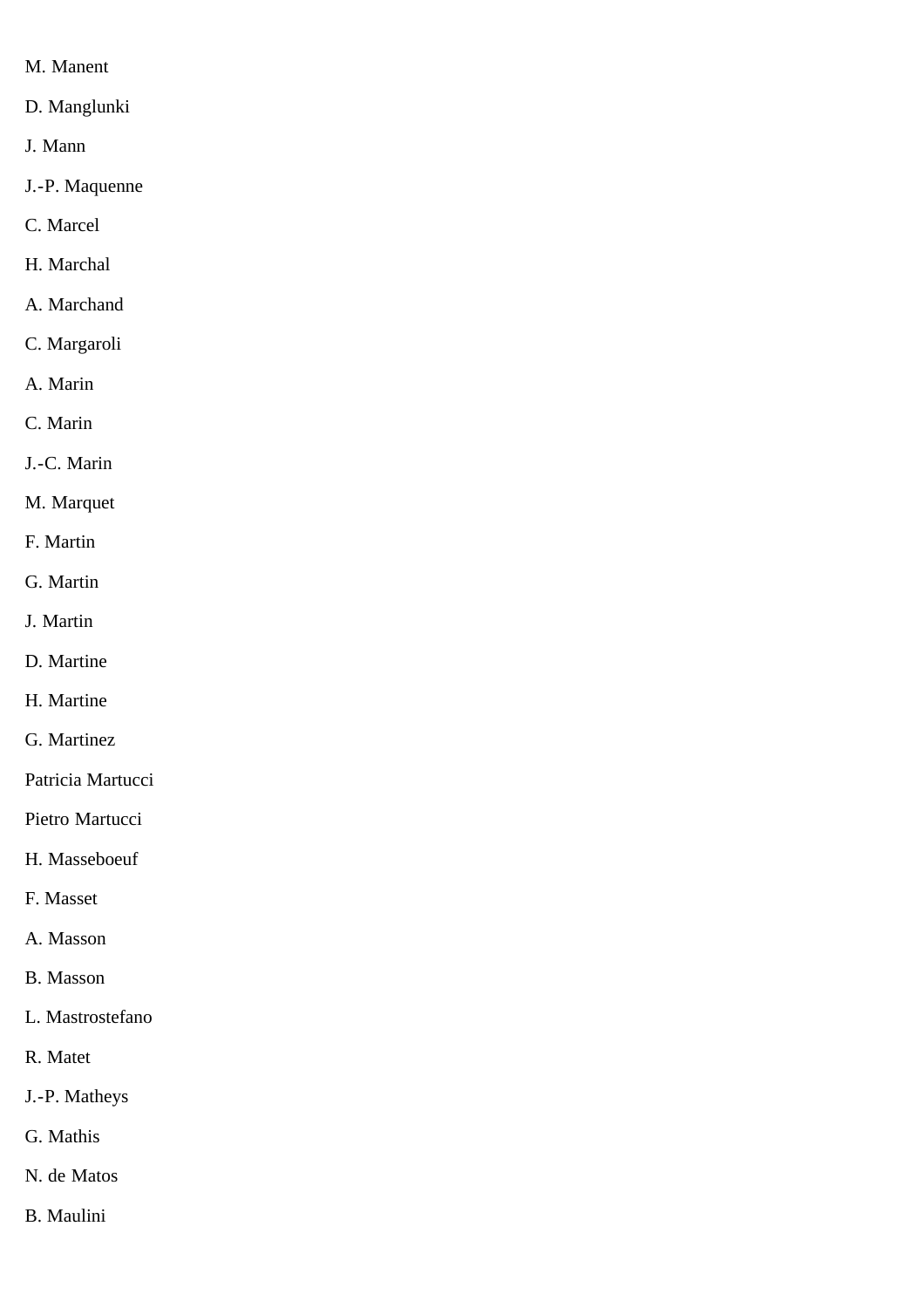M. Manent

D. Manglunki

J. Mann

J.-P. Maquenne

C. Marcel

H. Marchal

A. Marchand

C. Margaroli

A. Marin

C. Marin

J.-C. Marin

M. Marquet

F. Martin

G. Martin

J. Martin

D. Martine

H. Martine

G. Martinez

Patricia Martucci

Pietro Martucci

H. Masseboeuf

F. Masset

A. Masson

B. Masson

L. Mastrostefano

R. Matet

J.-P. Matheys

G. Mathis

N. de Matos

B. Maulini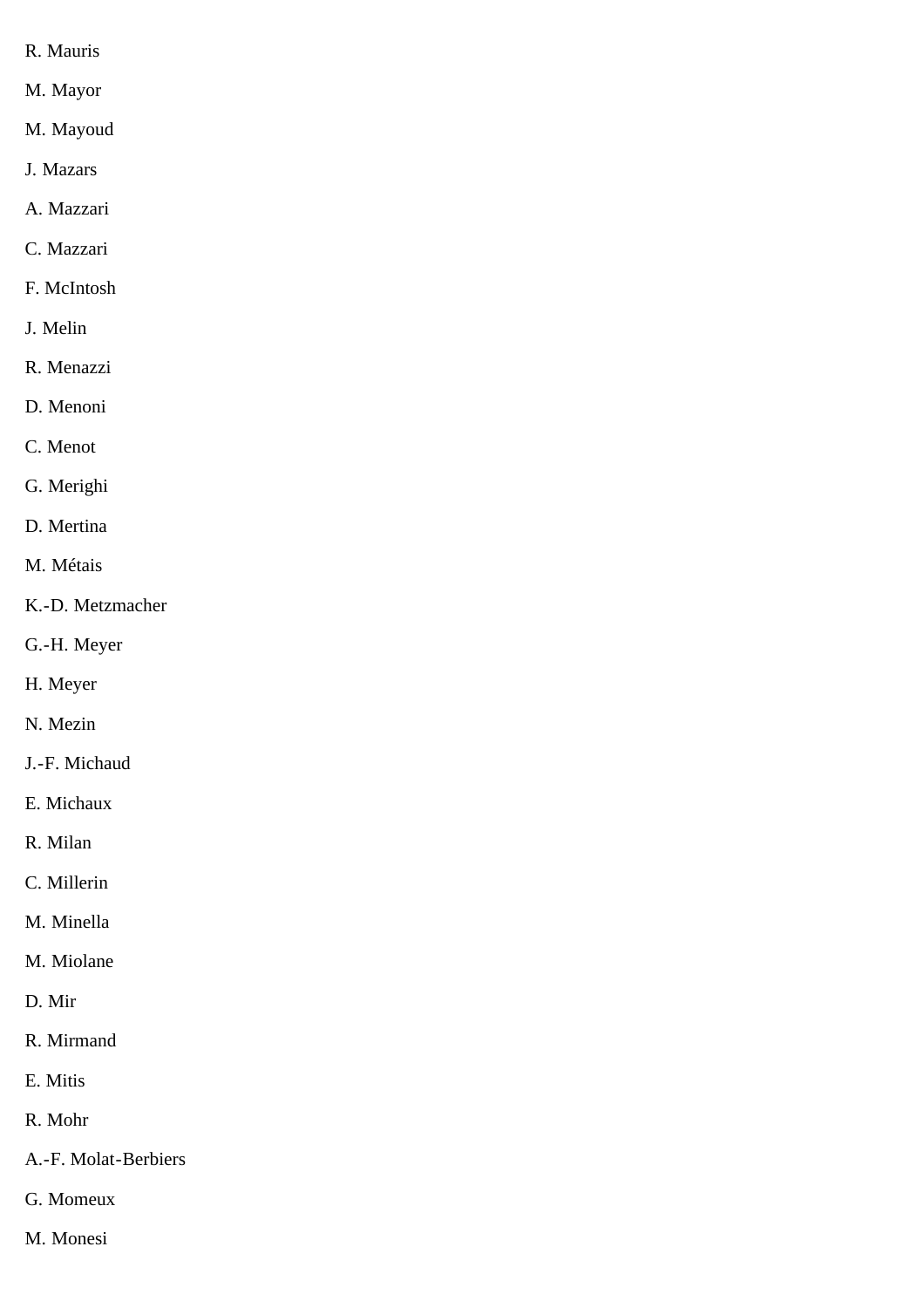R. Mauris

M. Mayor

M. Mayoud

J. Mazars

A. Mazzari

C. Mazzari

F. McIntosh

J. Melin

R. Menazzi

D. Menoni

C. Menot

G. Merighi

D. Mertina

M. Métais

K.-D. Metzmacher

G.-H. Meyer

H. Meyer

N. Mezin

J.-F. Michaud

E. Michaux

R. Milan

C. Millerin

M. Minella

M. Miolane

D. Mir

R. Mirmand

E. Mitis

R. Mohr

A.-F. Molat-Berbiers

G. Momeux

M. Monesi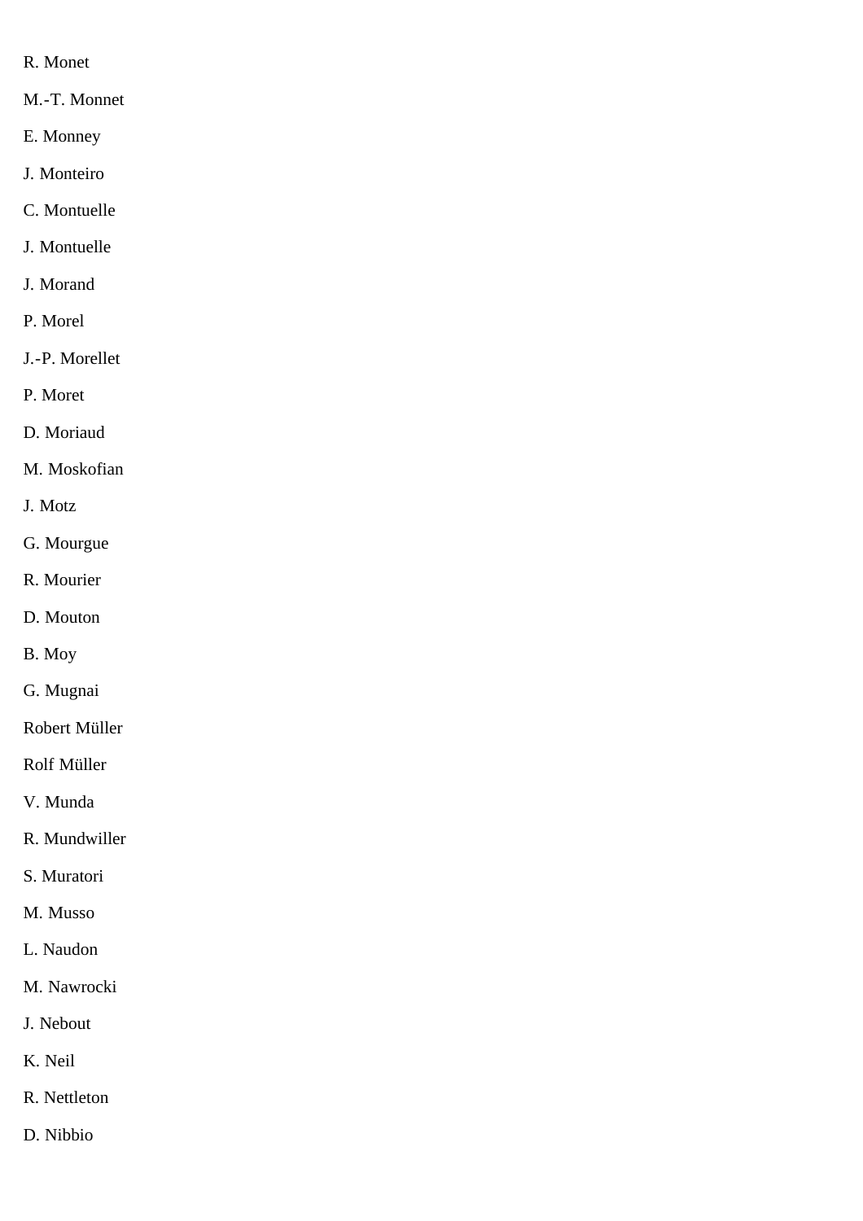R. Monet

M.-T. Monnet

E. Monney

J. Monteiro

C. Montuelle

J. Montuelle

J. Morand

P. Morel

J.-P. Morellet

P. Moret

D. Moriaud

M. Moskofian

J. Motz

G. Mourgue

R. Mourier

D. Mouton

B. Moy

G. Mugnai

Robert Müller

Rolf Müller

V. Munda

R. Mundwiller

S. Muratori

M. Musso

L. Naudon

M. Nawrocki

J. Nebout

K. Neil

R. Nettleton

D. Nibbio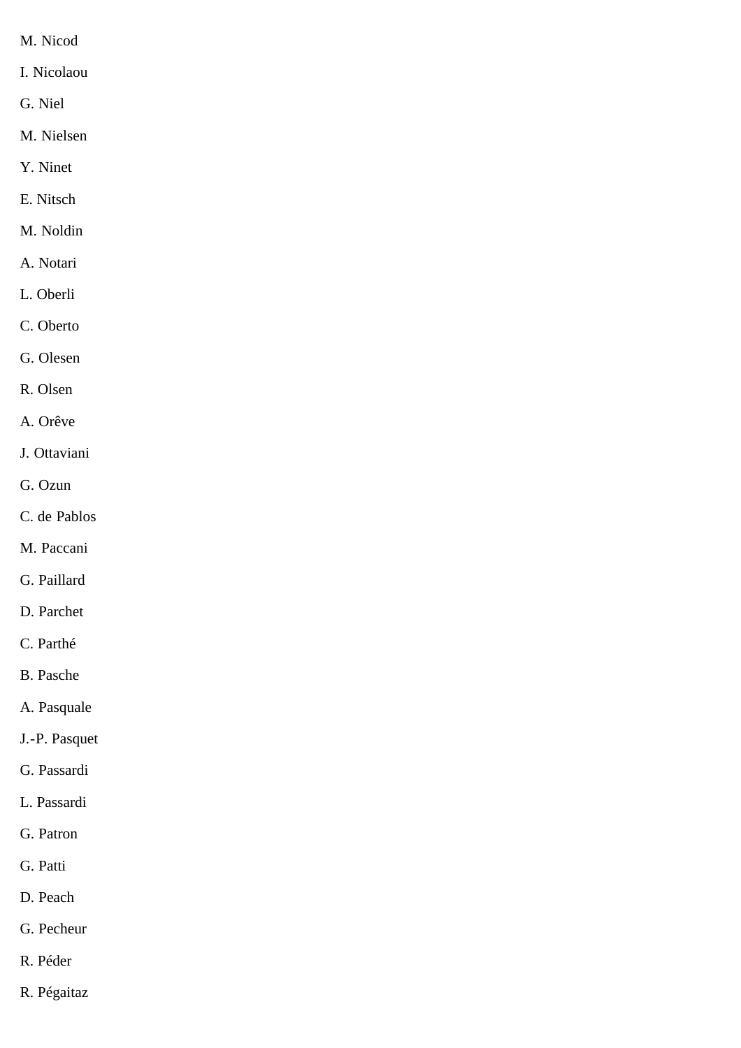M. Nicod

I. Nicolaou

G. Niel

M. Nielsen

Y. Ninet

E. Nitsch

M. Noldin

A. Notari

L. Oberli

C. Oberto

G. Olesen

R. Olsen

A. Orêve

J. Ottaviani

G. Ozun

C. de Pablos

M. Paccani

G. Paillard

D. Parchet

C. Parthé

B. Pasche

A. Pasquale

J.-P. Pasquet

G. Passardi

L. Passardi

G. Patron

G. Patti

D. Peach

G. Pecheur

R. Péder

R. Pégaitaz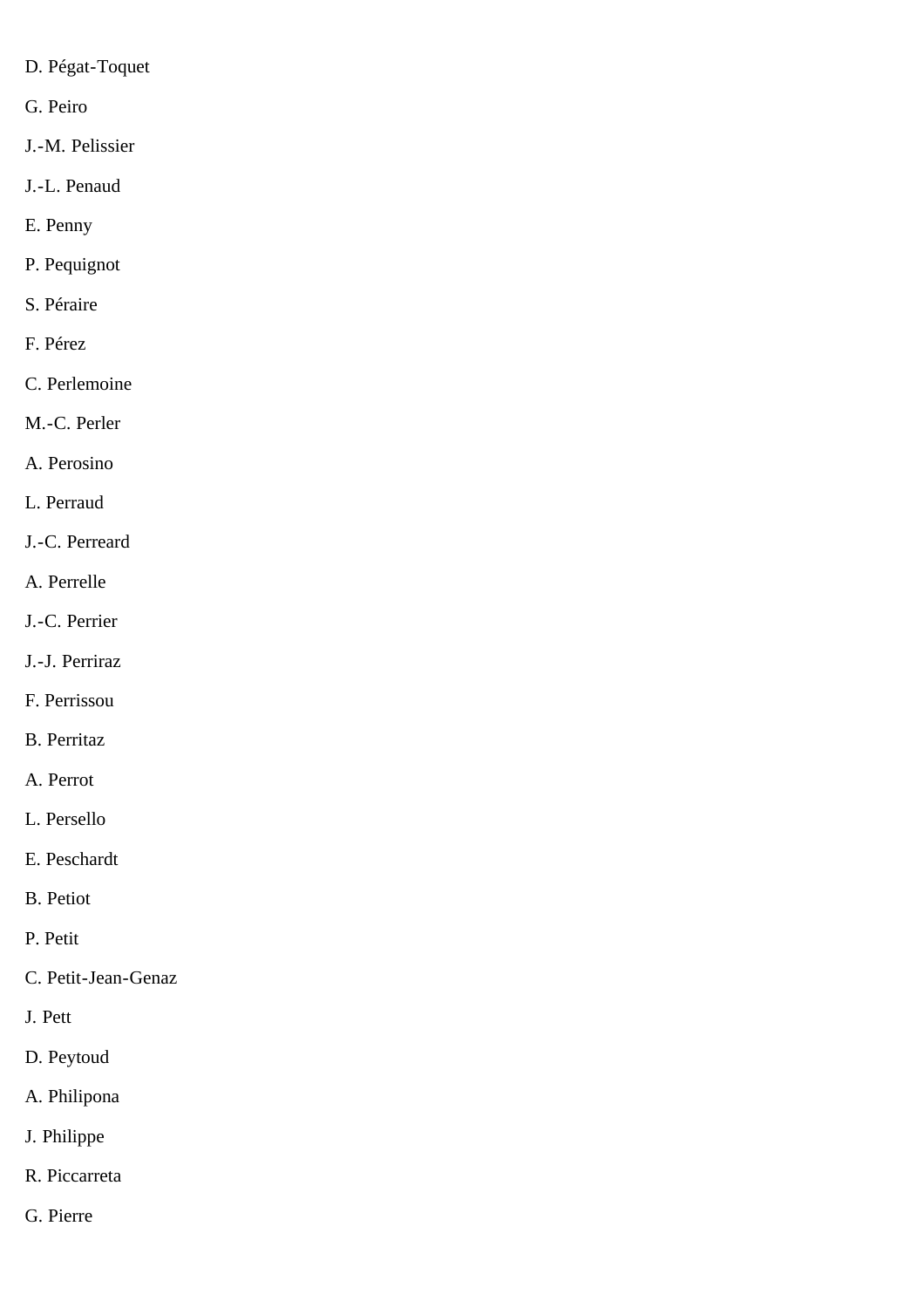D. Pégat-Toquet

G. Peiro

J.-M. Pelissier

J.-L. Penaud

E. Penny

P. Pequignot

S. Péraire

F. Pérez

C. Perlemoine

M.-C. Perler

A. Perosino

L. Perraud

J.-C. Perreard

A. Perrelle

J.-C. Perrier

J.-J. Perriraz

F. Perrissou

B. Perritaz

A. Perrot

L. Persello

E. Peschardt

B. Petiot

P. Petit

C. Petit-Jean-Genaz

J. Pett

D. Peytoud

A. Philipona

J. Philippe

R. Piccarreta

G. Pierre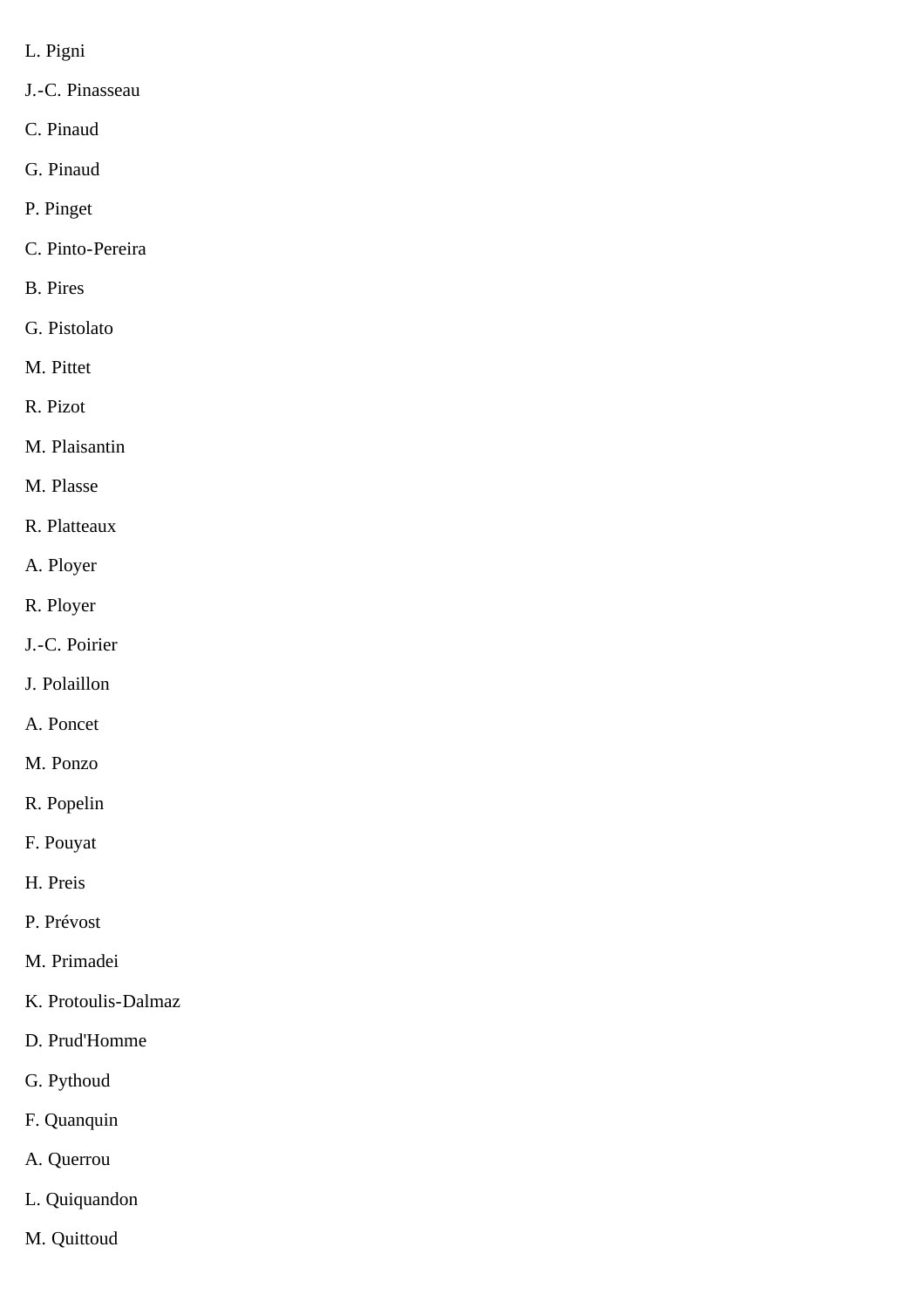L. Pigni

J.-C. Pinasseau

C. Pinaud

G. Pinaud

P. Pinget

C. Pinto-Pereira

B. Pires

G. Pistolato

M. Pittet

R. Pizot

M. Plaisantin

M. Plasse

R. Platteaux

A. Ployer

R. Ployer

J.-C. Poirier

J. Polaillon

A. Poncet

M. Ponzo

R. Popelin

F. Pouyat

H. Preis

P. Prévost

M. Primadei

K. Protoulis-Dalmaz

D. Prud'Homme

G. Pythoud

F. Quanquin

A. Querrou

L. Quiquandon

M. Quittoud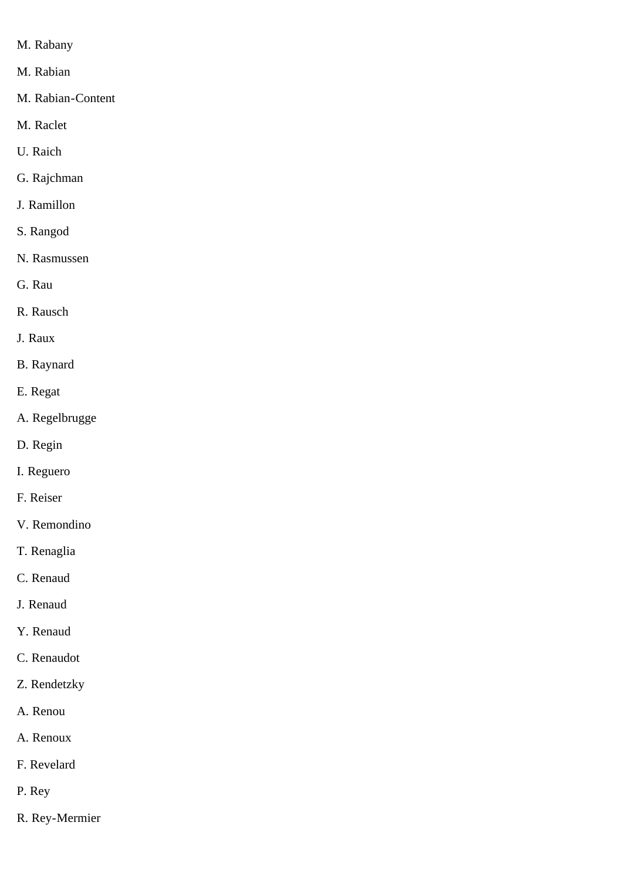M. Rabany

M. Rabian

M. Rabian-Content

M. Raclet

U. Raich

G. Rajchman

J. Ramillon

S. Rangod

N. Rasmussen

G. Rau

R. Rausch

J. Raux

B. Raynard

E. Regat

A. Regelbrugge

D. Regin

I. Reguero

F. Reiser

V. Remondino

T. Renaglia

C. Renaud

J. Renaud

Y. Renaud

C. Renaudot

Z. Rendetzky

A. Renou

A. Renoux

F. Revelard

P. Rey

R. Rey-Mermier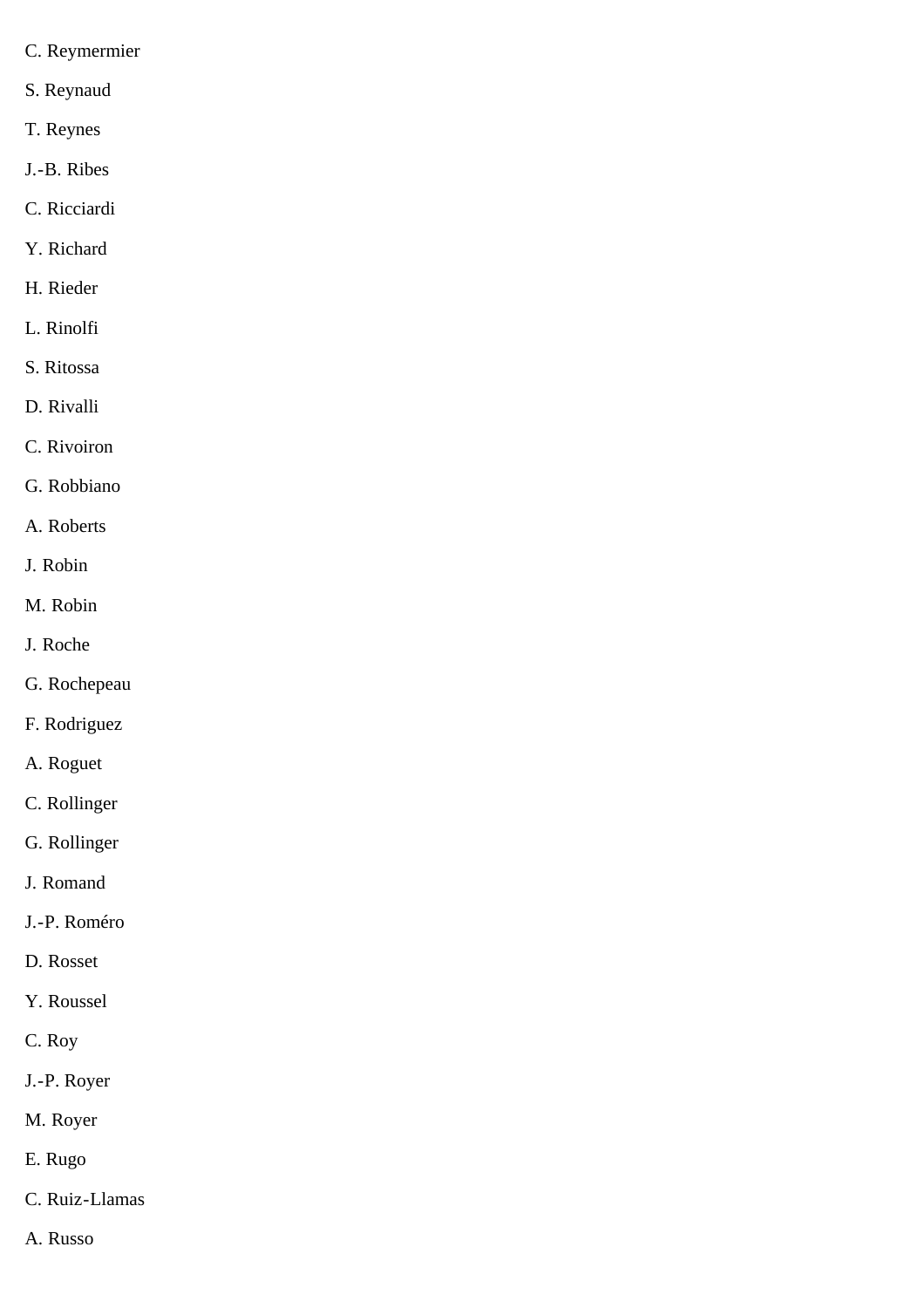C. Reymermier

S. Reynaud

T. Reynes

J.-B. Ribes

C. Ricciardi

Y. Richard

H. Rieder

L. Rinolfi

S. Ritossa

D. Rivalli

C. Rivoiron

G. Robbiano

A. Roberts

J. Robin

M. Robin

J. Roche

G. Rochepeau

F. Rodriguez

A. Roguet

C. Rollinger

G. Rollinger

J. Romand

J.-P. Roméro

D. Rosset

Y. Roussel

C. Roy

J.-P. Royer

M. Royer

E. Rugo

C. Ruiz-Llamas

A. Russo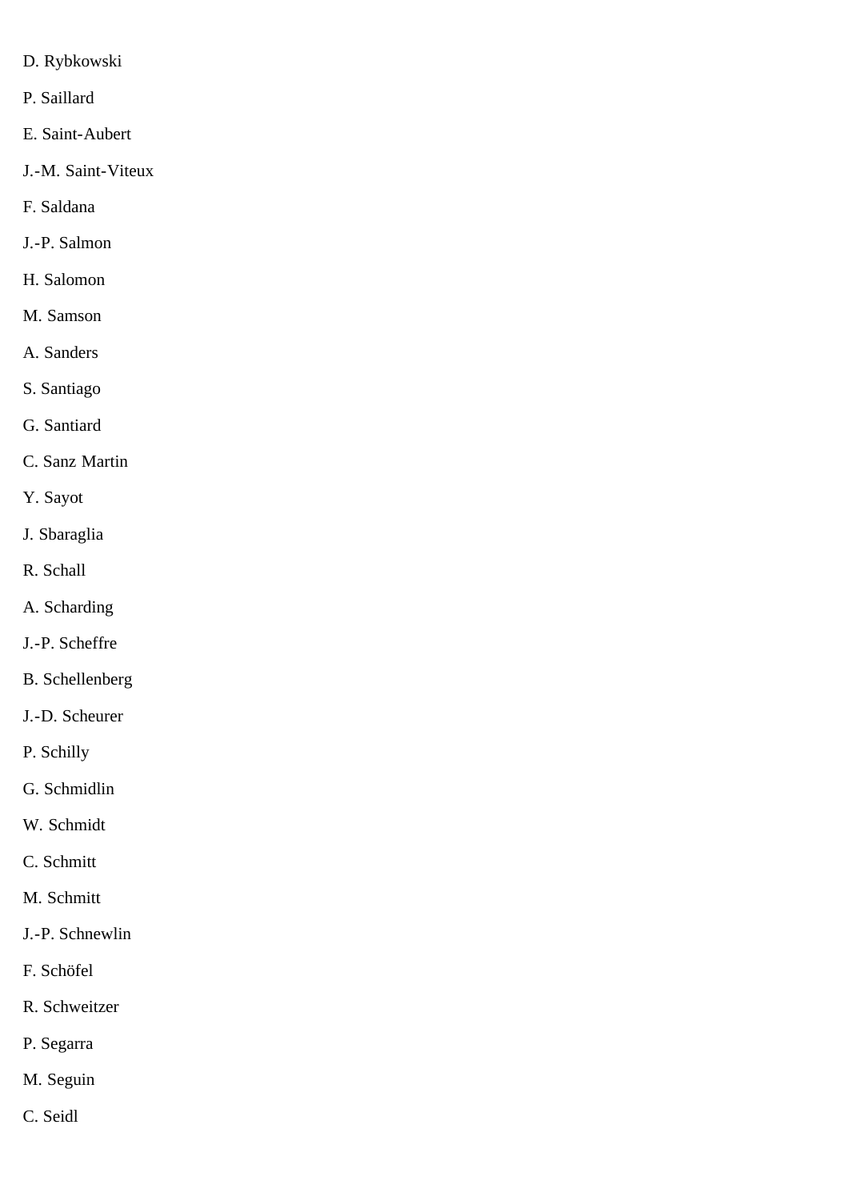D. Rybkowski

P. Saillard

E. Saint-Aubert

J.-M. Saint-Viteux

F. Saldana

J.-P. Salmon

H. Salomon

M. Samson

A. Sanders

S. Santiago

G. Santiard

C. Sanz Martin

Y. Sayot

J. Sbaraglia

R. Schall

A. Scharding

J.-P. Scheffre

B. Schellenberg

J.-D. Scheurer

P. Schilly

G. Schmidlin

W. Schmidt

C. Schmitt

M. Schmitt

J.-P. Schnewlin

F. Schöfel

R. Schweitzer

P. Segarra

M. Seguin

C. Seidl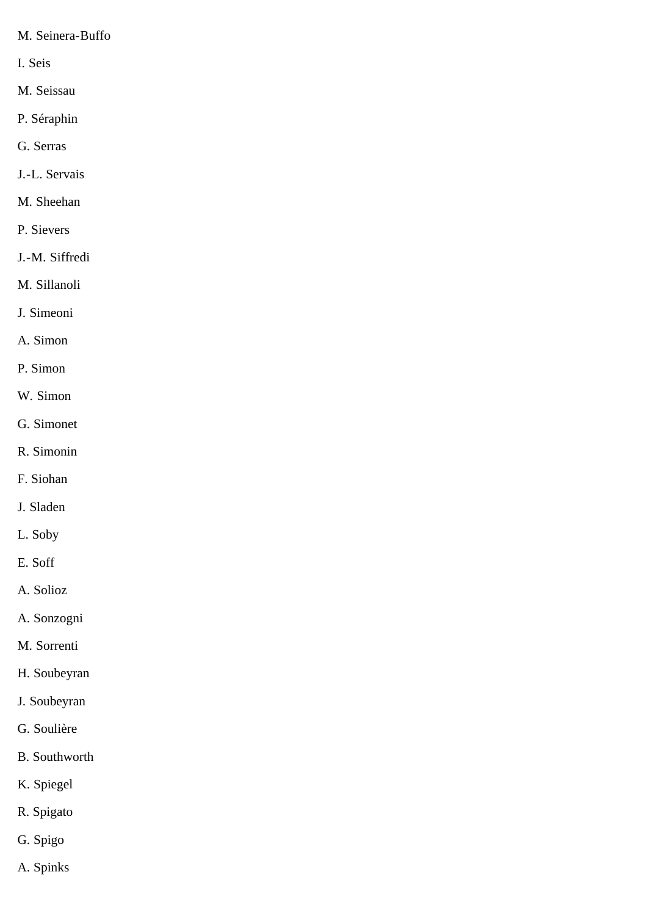M. Seinera-Buffo

I. Seis

M. Seissau

P. Séraphin

G. Serras

J.-L. Servais

M. Sheehan

P. Sievers

J.-M. Siffredi

M. Sillanoli

J. Simeoni

A. Simon

P. Simon

W. Simon

G. Simonet

R. Simonin

F. Siohan

J. Sladen

L. Soby

E. Soff

A. Solioz

A. Sonzogni

M. Sorrenti

H. Soubeyran

J. Soubeyran

G. Soulière

B. Southworth

K. Spiegel

R. Spigato

G. Spigo

A. Spinks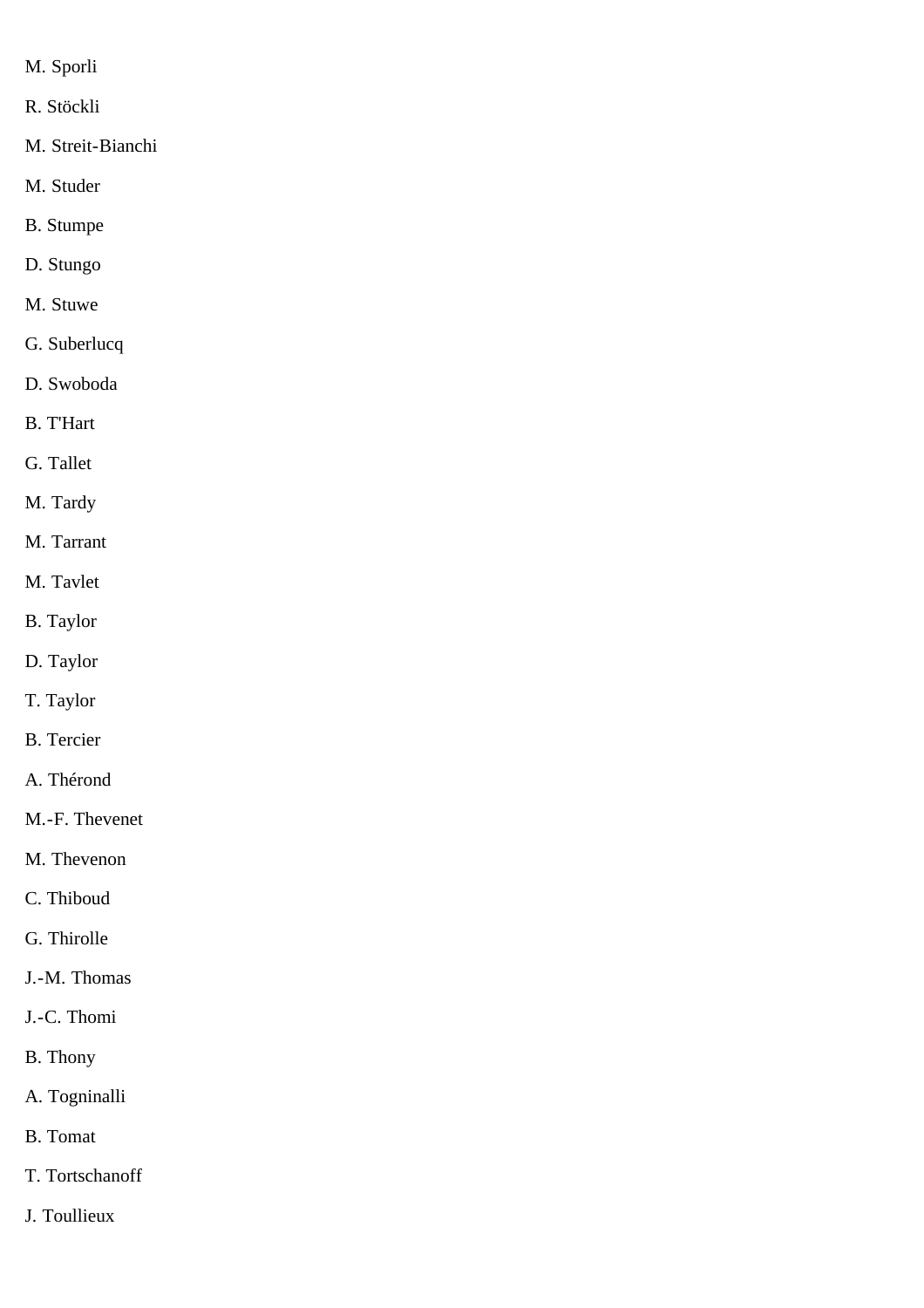M. Sporli

R. Stöckli

M. Streit-Bianchi

M. Studer

B. Stumpe

D. Stungo

M. Stuwe

G. Suberlucq

D. Swoboda

B. T'Hart

G. Tallet

M. Tardy

M. Tarrant

M. Tavlet

B. Taylor

D. Taylor

T. Taylor

B. Tercier

A. Thérond

M.-F. Thevenet

M. Thevenon

C. Thiboud

G. Thirolle

J.-M. Thomas

J.-C. Thomi

B. Thony

A. Togninalli

B. Tomat

T. Tortschanoff

J. Toullieux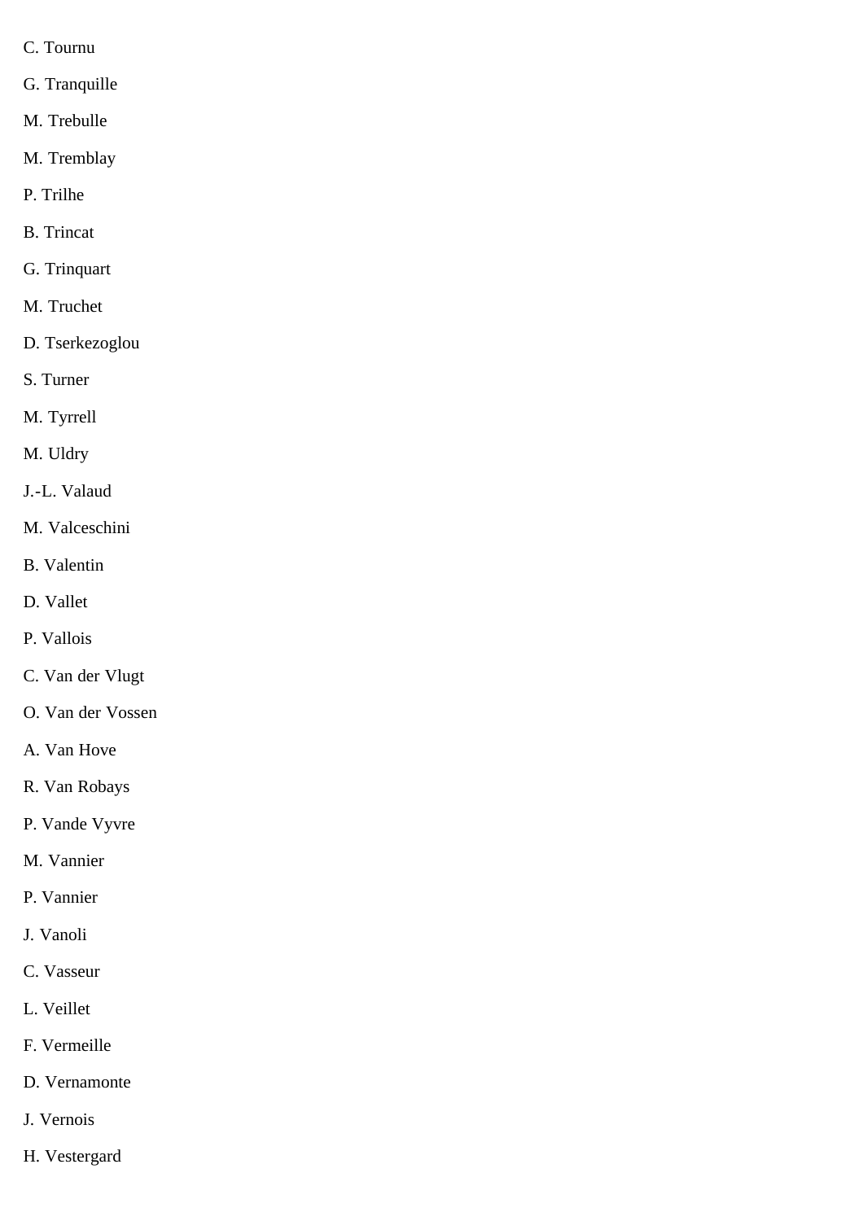C. Tournu

G. Tranquille

M. Trebulle

M. Tremblay

P. Trilhe

B. Trincat

G. Trinquart

M. Truchet

D. Tserkezoglou

S. Turner

M. Tyrrell

M. Uldry

J.-L. Valaud

M. Valceschini

B. Valentin

D. Vallet

P. Vallois

C. Van der Vlugt

O. Van der Vossen

A. Van Hove

R. Van Robays

P. Vande Vyvre

M. Vannier

P. Vannier

J. Vanoli

C. Vasseur

L. Veillet

F. Vermeille

D. Vernamonte

J. Vernois

H. Vestergard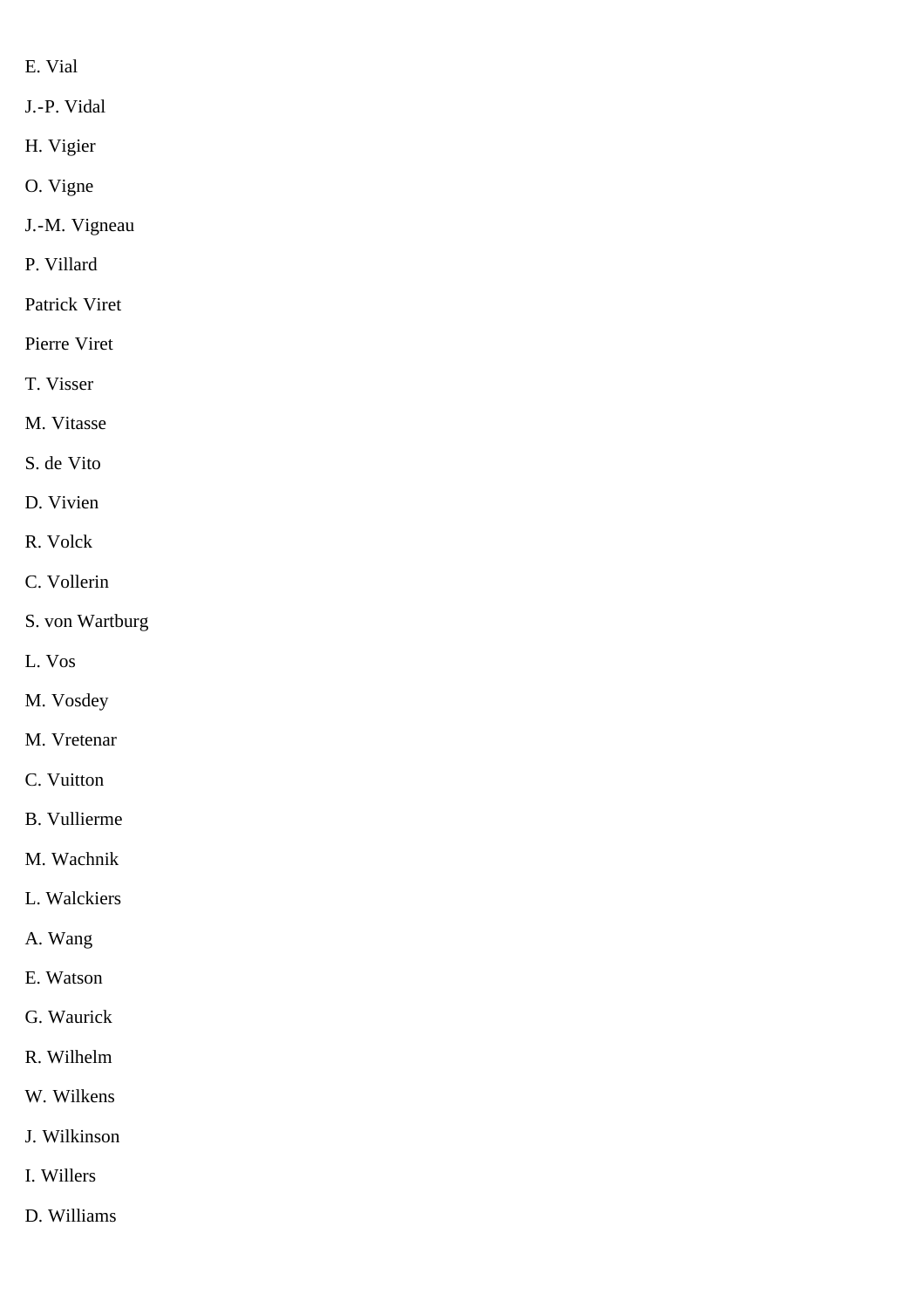E. Vial

J.-P. Vidal

H. Vigier

O. Vigne

J.-M. Vigneau

P. Villard

Patrick Viret

Pierre Viret

T. Visser

M. Vitasse

S. de Vito

D. Vivien

R. Volck

C. Vollerin

S. von Wartburg

L. Vos

M. Vosdey

M. Vretenar

C. Vuitton

B. Vullierme

M. Wachnik

L. Walckiers

A. Wang

E. Watson

G. Waurick

R. Wilhelm

W. Wilkens

J. Wilkinson

I. Willers

D. Williams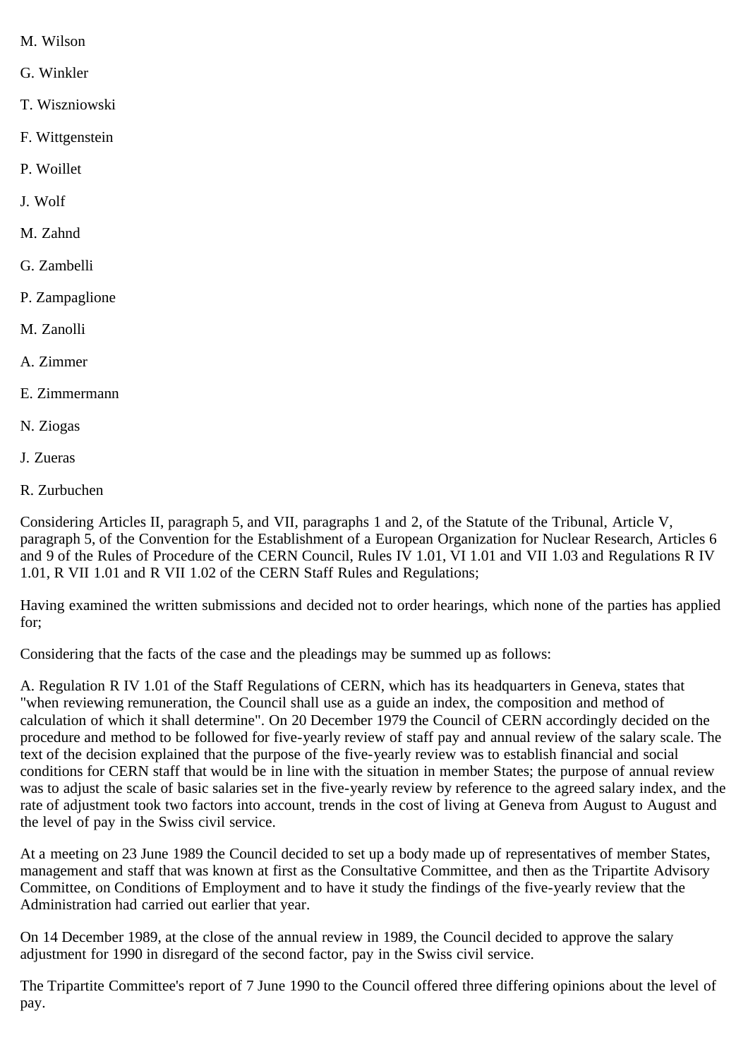M. Wilson

G. Winkler

T. Wiszniowski

F. Wittgenstein

P. Woillet

J. Wolf

M. Zahnd

G. Zambelli

P. Zampaglione

M. Zanolli

A. Zimmer

E. Zimmermann

N. Ziogas

J. Zueras

R. Zurbuchen

Considering Articles II, paragraph 5, and VII, paragraphs 1 and 2, of the Statute of the Tribunal, Article V, paragraph 5, of the Convention for the Establishment of a European Organization for Nuclear Research, Articles 6 and 9 of the Rules of Procedure of the CERN Council, Rules IV 1.01, VI 1.01 and VII 1.03 and Regulations R IV 1.01, R VII 1.01 and R VII 1.02 of the CERN Staff Rules and Regulations;

Having examined the written submissions and decided not to order hearings, which none of the parties has applied for;

Considering that the facts of the case and the pleadings may be summed up as follows:

A. Regulation R IV 1.01 of the Staff Regulations of CERN, which has its headquarters in Geneva, states that "when reviewing remuneration, the Council shall use as a guide an index, the composition and method of calculation of which it shall determine". On 20 December 1979 the Council of CERN accordingly decided on the procedure and method to be followed for five-yearly review of staff pay and annual review of the salary scale. The text of the decision explained that the purpose of the five-yearly review was to establish financial and social conditions for CERN staff that would be in line with the situation in member States; the purpose of annual review was to adjust the scale of basic salaries set in the five-yearly review by reference to the agreed salary index, and the rate of adjustment took two factors into account, trends in the cost of living at Geneva from August to August and the level of pay in the Swiss civil service.

At a meeting on 23 June 1989 the Council decided to set up a body made up of representatives of member States, management and staff that was known at first as the Consultative Committee, and then as the Tripartite Advisory Committee, on Conditions of Employment and to have it study the findings of the five-yearly review that the Administration had carried out earlier that year.

On 14 December 1989, at the close of the annual review in 1989, the Council decided to approve the salary adjustment for 1990 in disregard of the second factor, pay in the Swiss civil service.

The Tripartite Committee's report of 7 June 1990 to the Council offered three differing opinions about the level of pay.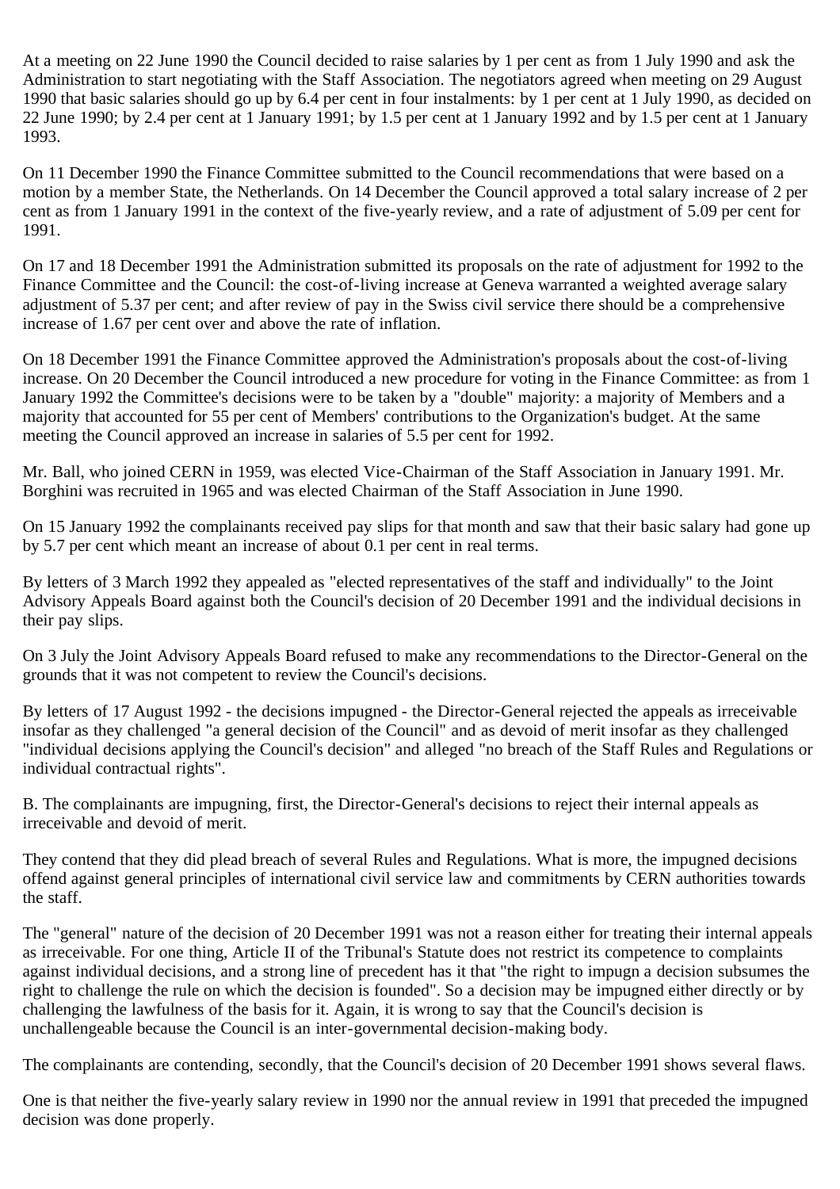At a meeting on 22 June 1990 the Council decided to raise salaries by 1 per cent as from 1 July 1990 and ask the Administration to start negotiating with the Staff Association. The negotiators agreed when meeting on 29 August 1990 that basic salaries should go up by 6.4 per cent in four instalments: by 1 per cent at 1 July 1990, as decided on 22 June 1990; by 2.4 per cent at 1 January 1991; by 1.5 per cent at 1 January 1992 and by 1.5 per cent at 1 January 1993.

On 11 December 1990 the Finance Committee submitted to the Council recommendations that were based on a motion by a member State, the Netherlands. On 14 December the Council approved a total salary increase of 2 per cent as from 1 January 1991 in the context of the five-yearly review, and a rate of adjustment of 5.09 per cent for 1991.

On 17 and 18 December 1991 the Administration submitted its proposals on the rate of adjustment for 1992 to the Finance Committee and the Council: the cost-of-living increase at Geneva warranted a weighted average salary adjustment of 5.37 per cent; and after review of pay in the Swiss civil service there should be a comprehensive increase of 1.67 per cent over and above the rate of inflation.

On 18 December 1991 the Finance Committee approved the Administration's proposals about the cost-of-living increase. On 20 December the Council introduced a new procedure for voting in the Finance Committee: as from 1 January 1992 the Committee's decisions were to be taken by a "double" majority: a majority of Members and a majority that accounted for 55 per cent of Members' contributions to the Organization's budget. At the same meeting the Council approved an increase in salaries of 5.5 per cent for 1992.

Mr. Ball, who joined CERN in 1959, was elected Vice-Chairman of the Staff Association in January 1991. Mr. Borghini was recruited in 1965 and was elected Chairman of the Staff Association in June 1990.

On 15 January 1992 the complainants received pay slips for that month and saw that their basic salary had gone up by 5.7 per cent which meant an increase of about 0.1 per cent in real terms.

By letters of 3 March 1992 they appealed as "elected representatives of the staff and individually" to the Joint Advisory Appeals Board against both the Council's decision of 20 December 1991 and the individual decisions in their pay slips.

On 3 July the Joint Advisory Appeals Board refused to make any recommendations to the Director-General on the grounds that it was not competent to review the Council's decisions.

By letters of 17 August 1992 - the decisions impugned - the Director-General rejected the appeals as irreceivable insofar as they challenged "a general decision of the Council" and as devoid of merit insofar as they challenged "individual decisions applying the Council's decision" and alleged "no breach of the Staff Rules and Regulations or individual contractual rights".

B. The complainants are impugning, first, the Director-General's decisions to reject their internal appeals as irreceivable and devoid of merit.

They contend that they did plead breach of several Rules and Regulations. What is more, the impugned decisions offend against general principles of international civil service law and commitments by CERN authorities towards the staff.

The "general" nature of the decision of 20 December 1991 was not a reason either for treating their internal appeals as irreceivable. For one thing, Article II of the Tribunal's Statute does not restrict its competence to complaints against individual decisions, and a strong line of precedent has it that "the right to impugn a decision subsumes the right to challenge the rule on which the decision is founded". So a decision may be impugned either directly or by challenging the lawfulness of the basis for it. Again, it is wrong to say that the Council's decision is unchallengeable because the Council is an inter-governmental decision-making body.

The complainants are contending, secondly, that the Council's decision of 20 December 1991 shows several flaws.

One is that neither the five-yearly salary review in 1990 nor the annual review in 1991 that preceded the impugned decision was done properly.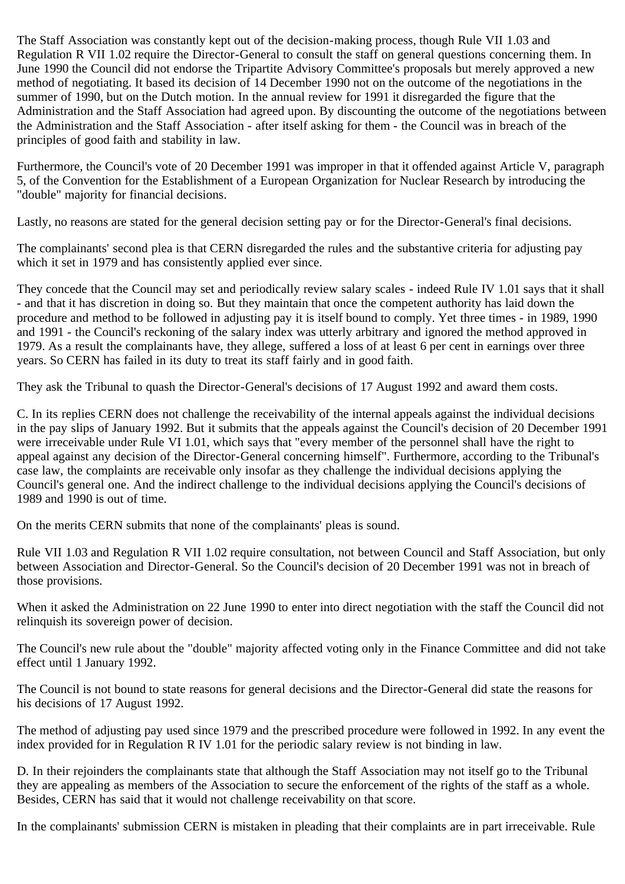The Staff Association was constantly kept out of the decision-making process, though Rule VII 1.03 and Regulation R VII 1.02 require the Director-General to consult the staff on general questions concerning them. In June 1990 the Council did not endorse the Tripartite Advisory Committee's proposals but merely approved a new method of negotiating. It based its decision of 14 December 1990 not on the outcome of the negotiations in the summer of 1990, but on the Dutch motion. In the annual review for 1991 it disregarded the figure that the Administration and the Staff Association had agreed upon. By discounting the outcome of the negotiations between the Administration and the Staff Association - after itself asking for them - the Council was in breach of the principles of good faith and stability in law.

Furthermore, the Council's vote of 20 December 1991 was improper in that it offended against Article V, paragraph 5, of the Convention for the Establishment of a European Organization for Nuclear Research by introducing the "double" majority for financial decisions.

Lastly, no reasons are stated for the general decision setting pay or for the Director-General's final decisions.

The complainants' second plea is that CERN disregarded the rules and the substantive criteria for adjusting pay which it set in 1979 and has consistently applied ever since.

They concede that the Council may set and periodically review salary scales - indeed Rule IV 1.01 says that it shall - and that it has discretion in doing so. But they maintain that once the competent authority has laid down the procedure and method to be followed in adjusting pay it is itself bound to comply. Yet three times - in 1989, 1990 and 1991 - the Council's reckoning of the salary index was utterly arbitrary and ignored the method approved in 1979. As a result the complainants have, they allege, suffered a loss of at least 6 per cent in earnings over three years. So CERN has failed in its duty to treat its staff fairly and in good faith.

They ask the Tribunal to quash the Director-General's decisions of 17 August 1992 and award them costs.

C. In its replies CERN does not challenge the receivability of the internal appeals against the individual decisions in the pay slips of January 1992. But it submits that the appeals against the Council's decision of 20 December 1991 were irreceivable under Rule VI 1.01, which says that "every member of the personnel shall have the right to appeal against any decision of the Director-General concerning himself". Furthermore, according to the Tribunal's case law, the complaints are receivable only insofar as they challenge the individual decisions applying the Council's general one. And the indirect challenge to the individual decisions applying the Council's decisions of 1989 and 1990 is out of time.

On the merits CERN submits that none of the complainants' pleas is sound.

Rule VII 1.03 and Regulation R VII 1.02 require consultation, not between Council and Staff Association, but only between Association and Director-General. So the Council's decision of 20 December 1991 was not in breach of those provisions.

When it asked the Administration on 22 June 1990 to enter into direct negotiation with the staff the Council did not relinquish its sovereign power of decision.

The Council's new rule about the "double" majority affected voting only in the Finance Committee and did not take effect until 1 January 1992.

The Council is not bound to state reasons for general decisions and the Director-General did state the reasons for his decisions of 17 August 1992.

The method of adjusting pay used since 1979 and the prescribed procedure were followed in 1992. In any event the index provided for in Regulation R IV 1.01 for the periodic salary review is not binding in law.

D. In their rejoinders the complainants state that although the Staff Association may not itself go to the Tribunal they are appealing as members of the Association to secure the enforcement of the rights of the staff as a whole. Besides, CERN has said that it would not challenge receivability on that score.

In the complainants' submission CERN is mistaken in pleading that their complaints are in part irreceivable. Rule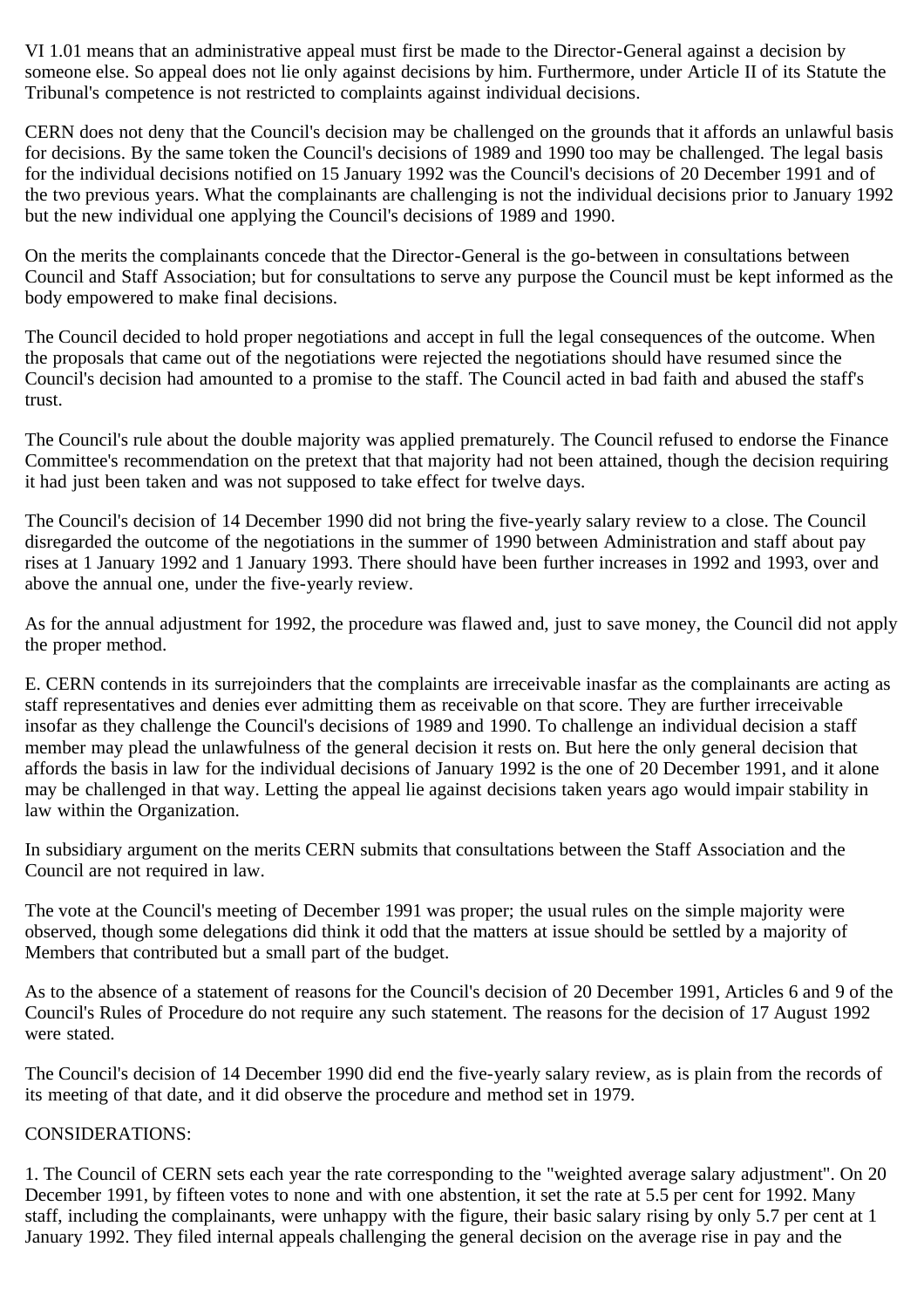VI 1.01 means that an administrative appeal must first be made to the Director-General against a decision by someone else. So appeal does not lie only against decisions by him. Furthermore, under Article II of its Statute the Tribunal's competence is not restricted to complaints against individual decisions.

CERN does not deny that the Council's decision may be challenged on the grounds that it affords an unlawful basis for decisions. By the same token the Council's decisions of 1989 and 1990 too may be challenged. The legal basis for the individual decisions notified on 15 January 1992 was the Council's decisions of 20 December 1991 and of the two previous years. What the complainants are challenging is not the individual decisions prior to January 1992 but the new individual one applying the Council's decisions of 1989 and 1990.

On the merits the complainants concede that the Director-General is the go-between in consultations between Council and Staff Association; but for consultations to serve any purpose the Council must be kept informed as the body empowered to make final decisions.

The Council decided to hold proper negotiations and accept in full the legal consequences of the outcome. When the proposals that came out of the negotiations were rejected the negotiations should have resumed since the Council's decision had amounted to a promise to the staff. The Council acted in bad faith and abused the staff's trust.

The Council's rule about the double majority was applied prematurely. The Council refused to endorse the Finance Committee's recommendation on the pretext that that majority had not been attained, though the decision requiring it had just been taken and was not supposed to take effect for twelve days.

The Council's decision of 14 December 1990 did not bring the five-yearly salary review to a close. The Council disregarded the outcome of the negotiations in the summer of 1990 between Administration and staff about pay rises at 1 January 1992 and 1 January 1993. There should have been further increases in 1992 and 1993, over and above the annual one, under the five-yearly review.

As for the annual adjustment for 1992, the procedure was flawed and, just to save money, the Council did not apply the proper method.

E. CERN contends in its surrejoinders that the complaints are irreceivable inasfar as the complainants are acting as staff representatives and denies ever admitting them as receivable on that score. They are further irreceivable insofar as they challenge the Council's decisions of 1989 and 1990. To challenge an individual decision a staff member may plead the unlawfulness of the general decision it rests on. But here the only general decision that affords the basis in law for the individual decisions of January 1992 is the one of 20 December 1991, and it alone may be challenged in that way. Letting the appeal lie against decisions taken years ago would impair stability in law within the Organization.

In subsidiary argument on the merits CERN submits that consultations between the Staff Association and the Council are not required in law.

The vote at the Council's meeting of December 1991 was proper; the usual rules on the simple majority were observed, though some delegations did think it odd that the matters at issue should be settled by a majority of Members that contributed but a small part of the budget.

As to the absence of a statement of reasons for the Council's decision of 20 December 1991, Articles 6 and 9 of the Council's Rules of Procedure do not require any such statement. The reasons for the decision of 17 August 1992 were stated.

The Council's decision of 14 December 1990 did end the five-yearly salary review, as is plain from the records of its meeting of that date, and it did observe the procedure and method set in 1979.

CONSIDERATIONS:

1. The Council of CERN sets each year the rate corresponding to the "weighted average salary adjustment". On 20 December 1991, by fifteen votes to none and with one abstention, it set the rate at 5.5 per cent for 1992. Many staff, including the complainants, were unhappy with the figure, their basic salary rising by only 5.7 per cent at 1 January 1992. They filed internal appeals challenging the general decision on the average rise in pay and the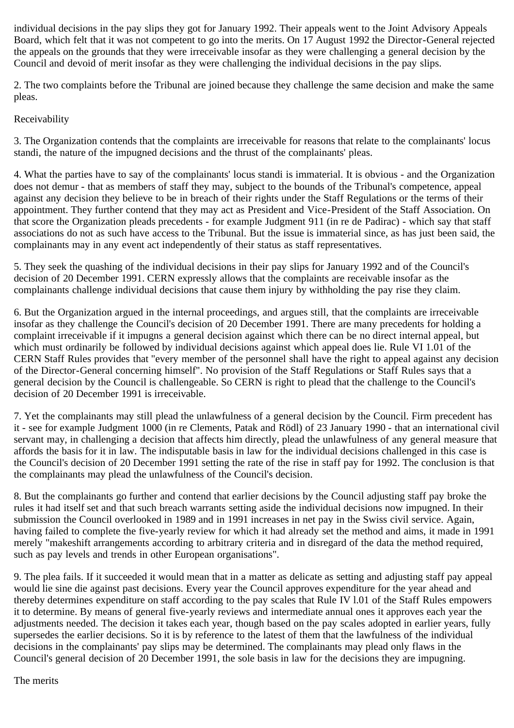individual decisions in the pay slips they got for January 1992. Their appeals went to the Joint Advisory Appeals Board, which felt that it was not competent to go into the merits. On 17 August 1992 the Director-General rejected the appeals on the grounds that they were irreceivable insofar as they were challenging a general decision by the Council and devoid of merit insofar as they were challenging the individual decisions in the pay slips.

2. The two complaints before the Tribunal are joined because they challenge the same decision and make the same pleas.

Receivability

3. The Organization contends that the complaints are irreceivable for reasons that relate to the complainants' locus standi, the nature of the impugned decisions and the thrust of the complainants' pleas.

4. What the parties have to say of the complainants' locus standi is immaterial. It is obvious - and the Organization does not demur - that as members of staff they may, subject to the bounds of the Tribunal's competence, appeal against any decision they believe to be in breach of their rights under the Staff Regulations or the terms of their appointment. They further contend that they may act as President and Vice-President of the Staff Association. On that score the Organization pleads precedents - for example Judgment 911 (in re de Padirac) - which say that staff associations do not as such have access to the Tribunal. But the issue is immaterial since, as has just been said, the complainants may in any event act independently of their status as staff representatives.

5. They seek the quashing of the individual decisions in their pay slips for January 1992 and of the Council's decision of 20 December 1991. CERN expressly allows that the complaints are receivable insofar as the complainants challenge individual decisions that cause them injury by withholding the pay rise they claim.

6. But the Organization argued in the internal proceedings, and argues still, that the complaints are irreceivable insofar as they challenge the Council's decision of 20 December 1991. There are many precedents for holding a complaint irreceivable if it impugns a general decision against which there can be no direct internal appeal, but which must ordinarily be followed by individual decisions against which appeal does lie. Rule VI 1.01 of the CERN Staff Rules provides that "every member of the personnel shall have the right to appeal against any decision of the Director-General concerning himself". No provision of the Staff Regulations or Staff Rules says that a general decision by the Council is challengeable. So CERN is right to plead that the challenge to the Council's decision of 20 December 1991 is irreceivable.

7. Yet the complainants may still plead the unlawfulness of a general decision by the Council. Firm precedent has it - see for example Judgment 1000 (in re Clements, Patak and Rödl) of 23 January 1990 - that an international civil servant may, in challenging a decision that affects him directly, plead the unlawfulness of any general measure that affords the basis for it in law. The indisputable basis in law for the individual decisions challenged in this case is the Council's decision of 20 December 1991 setting the rate of the rise in staff pay for 1992. The conclusion is that the complainants may plead the unlawfulness of the Council's decision.

8. But the complainants go further and contend that earlier decisions by the Council adjusting staff pay broke the rules it had itself set and that such breach warrants setting aside the individual decisions now impugned. In their submission the Council overlooked in 1989 and in 1991 increases in net pay in the Swiss civil service. Again, having failed to complete the five-yearly review for which it had already set the method and aims, it made in 1991 merely "makeshift arrangements according to arbitrary criteria and in disregard of the data the method required, such as pay levels and trends in other European organisations".

9. The plea fails. If it succeeded it would mean that in a matter as delicate as setting and adjusting staff pay appeal would lie sine die against past decisions. Every year the Council approves expenditure for the year ahead and thereby determines expenditure on staff according to the pay scales that Rule IV l.01 of the Staff Rules empowers it to determine. By means of general five-yearly reviews and intermediate annual ones it approves each year the adjustments needed. The decision it takes each year, though based on the pay scales adopted in earlier years, fully supersedes the earlier decisions. So it is by reference to the latest of them that the lawfulness of the individual decisions in the complainants' pay slips may be determined. The complainants may plead only flaws in the Council's general decision of 20 December 1991, the sole basis in law for the decisions they are impugning.

The merits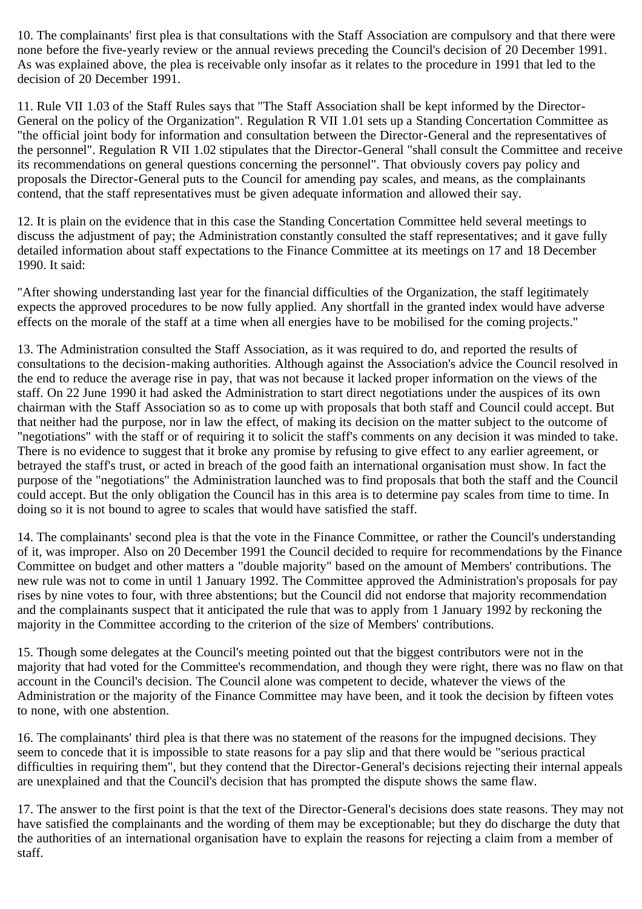10. The complainants' first plea is that consultations with the Staff Association are compulsory and that there were none before the five-yearly review or the annual reviews preceding the Council's decision of 20 December 1991. As was explained above, the plea is receivable only insofar as it relates to the procedure in 1991 that led to the decision of 20 December 1991.

11. Rule VII 1.03 of the Staff Rules says that "The Staff Association shall be kept informed by the Director-General on the policy of the Organization". Regulation R VII 1.01 sets up a Standing Concertation Committee as "the official joint body for information and consultation between the Director-General and the representatives of the personnel". Regulation R VII 1.02 stipulates that the Director-General "shall consult the Committee and receive its recommendations on general questions concerning the personnel". That obviously covers pay policy and proposals the Director-General puts to the Council for amending pay scales, and means, as the complainants contend, that the staff representatives must be given adequate information and allowed their say.

12. It is plain on the evidence that in this case the Standing Concertation Committee held several meetings to discuss the adjustment of pay; the Administration constantly consulted the staff representatives; and it gave fully detailed information about staff expectations to the Finance Committee at its meetings on 17 and 18 December 1990. It said:

"After showing understanding last year for the financial difficulties of the Organization, the staff legitimately expects the approved procedures to be now fully applied. Any shortfall in the granted index would have adverse effects on the morale of the staff at a time when all energies have to be mobilised for the coming projects."

13. The Administration consulted the Staff Association, as it was required to do, and reported the results of consultations to the decision-making authorities. Although against the Association's advice the Council resolved in the end to reduce the average rise in pay, that was not because it lacked proper information on the views of the staff. On 22 June 1990 it had asked the Administration to start direct negotiations under the auspices of its own chairman with the Staff Association so as to come up with proposals that both staff and Council could accept. But that neither had the purpose, nor in law the effect, of making its decision on the matter subject to the outcome of "negotiations" with the staff or of requiring it to solicit the staff's comments on any decision it was minded to take. There is no evidence to suggest that it broke any promise by refusing to give effect to any earlier agreement, or betrayed the staff's trust, or acted in breach of the good faith an international organisation must show. In fact the purpose of the "negotiations" the Administration launched was to find proposals that both the staff and the Council could accept. But the only obligation the Council has in this area is to determine pay scales from time to time. In doing so it is not bound to agree to scales that would have satisfied the staff.

14. The complainants' second plea is that the vote in the Finance Committee, or rather the Council's understanding of it, was improper. Also on 20 December 1991 the Council decided to require for recommendations by the Finance Committee on budget and other matters a "double majority" based on the amount of Members' contributions. The new rule was not to come in until 1 January 1992. The Committee approved the Administration's proposals for pay rises by nine votes to four, with three abstentions; but the Council did not endorse that majority recommendation and the complainants suspect that it anticipated the rule that was to apply from 1 January 1992 by reckoning the majority in the Committee according to the criterion of the size of Members' contributions.

15. Though some delegates at the Council's meeting pointed out that the biggest contributors were not in the majority that had voted for the Committee's recommendation, and though they were right, there was no flaw on that account in the Council's decision. The Council alone was competent to decide, whatever the views of the Administration or the majority of the Finance Committee may have been, and it took the decision by fifteen votes to none, with one abstention.

16. The complainants' third plea is that there was no statement of the reasons for the impugned decisions. They seem to concede that it is impossible to state reasons for a pay slip and that there would be "serious practical difficulties in requiring them", but they contend that the Director-General's decisions rejecting their internal appeals are unexplained and that the Council's decision that has prompted the dispute shows the same flaw.

17. The answer to the first point is that the text of the Director-General's decisions does state reasons. They may not have satisfied the complainants and the wording of them may be exceptionable; but they do discharge the duty that the authorities of an international organisation have to explain the reasons for rejecting a claim from a member of staff.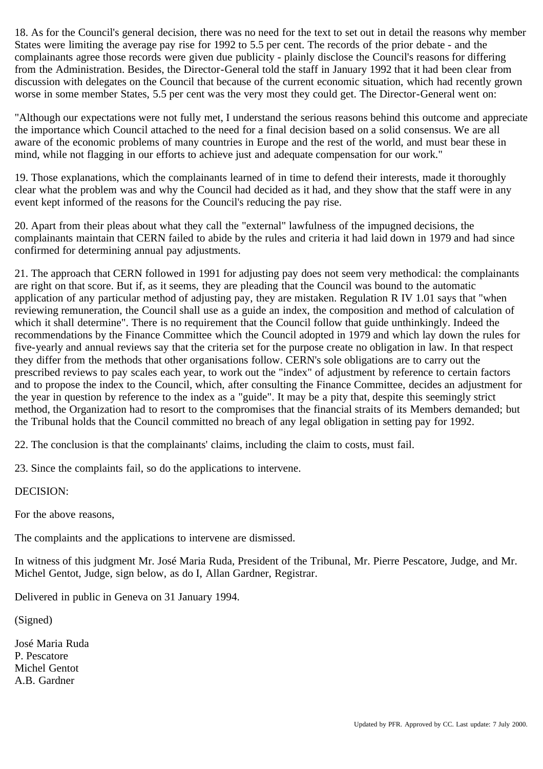18. As for the Council's general decision, there was no need for the text to set out in detail the reasons why member States were limiting the average pay rise for 1992 to 5.5 per cent. The records of the prior debate - and the complainants agree those records were given due publicity - plainly disclose the Council's reasons for differing from the Administration. Besides, the Director-General told the staff in January 1992 that it had been clear from discussion with delegates on the Council that because of the current economic situation, which had recently grown worse in some member States, 5.5 per cent was the very most they could get. The Director-General went on:

"Although our expectations were not fully met, I understand the serious reasons behind this outcome and appreciate the importance which Council attached to the need for a final decision based on a solid consensus. We are all aware of the economic problems of many countries in Europe and the rest of the world, and must bear these in mind, while not flagging in our efforts to achieve just and adequate compensation for our work."

19. Those explanations, which the complainants learned of in time to defend their interests, made it thoroughly clear what the problem was and why the Council had decided as it had, and they show that the staff were in any event kept informed of the reasons for the Council's reducing the pay rise.

20. Apart from their pleas about what they call the "external" lawfulness of the impugned decisions, the complainants maintain that CERN failed to abide by the rules and criteria it had laid down in 1979 and had since confirmed for determining annual pay adjustments.

21. The approach that CERN followed in 1991 for adjusting pay does not seem very methodical: the complainants are right on that score. But if, as it seems, they are pleading that the Council was bound to the automatic application of any particular method of adjusting pay, they are mistaken. Regulation R IV 1.01 says that "when reviewing remuneration, the Council shall use as a guide an index, the composition and method of calculation of which it shall determine". There is no requirement that the Council follow that guide unthinkingly. Indeed the recommendations by the Finance Committee which the Council adopted in 1979 and which lay down the rules for five-yearly and annual reviews say that the criteria set for the purpose create no obligation in law. In that respect they differ from the methods that other organisations follow. CERN's sole obligations are to carry out the prescribed reviews to pay scales each year, to work out the "index" of adjustment by reference to certain factors and to propose the index to the Council, which, after consulting the Finance Committee, decides an adjustment for the year in question by reference to the index as a "guide". It may be a pity that, despite this seemingly strict method, the Organization had to resort to the compromises that the financial straits of its Members demanded; but the Tribunal holds that the Council committed no breach of any legal obligation in setting pay for 1992.

22. The conclusion is that the complainants' claims, including the claim to costs, must fail.

23. Since the complaints fail, so do the applications to intervene.

DECISION:

For the above reasons,

The complaints and the applications to intervene are dismissed.

In witness of this judgment Mr. José Maria Ruda, President of the Tribunal, Mr. Pierre Pescatore, Judge, and Mr. Michel Gentot, Judge, sign below, as do I, Allan Gardner, Registrar.

Delivered in public in Geneva on 31 January 1994.

(Signed)

José Maria Ruda
P. Pescatore
Michel Gentot
A.B. Gardner

Updated by PFR. Approved by CC. Last update: 7 July 2000.